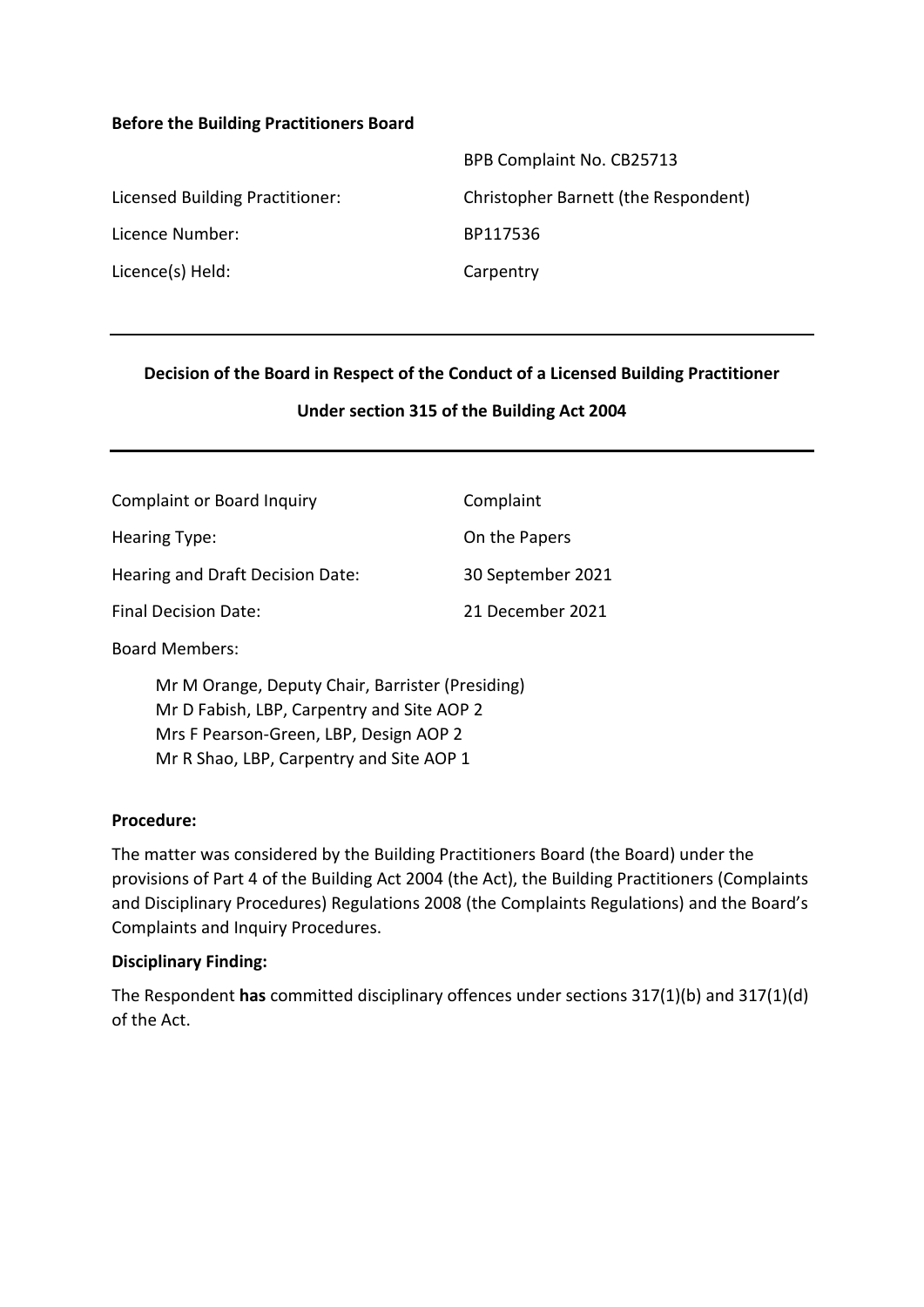**Before the Building Practitioners Board**

| | |
|---|---|
| | BPB Complaint No. CB25713 |
| Licensed Building Practitioner: | Christopher Barnett (the Respondent) |
| Licence Number: | BP117536 |
| Licence(s) Held: | Carpentry |

---

**Decision of the Board in Respect of the Conduct of a Licensed Building Practitioner**

**Under section 315 of the Building Act 2004**

---

| | |
|---|---|
| Complaint or Board Inquiry | Complaint |
| Hearing Type: | On the Papers |
| Hearing and Draft Decision Date: | 30 September 2021 |
| Final Decision Date: | 21 December 2021 |

Board Members:

Mr M Orange, Deputy Chair, Barrister (Presiding)
Mr D Fabish, LBP, Carpentry and Site AOP 2
Mrs F Pearson-Green, LBP, Design AOP 2
Mr R Shao, LBP, Carpentry and Site AOP 1

**Procedure:**

The matter was considered by the Building Practitioners Board (the Board) under the provisions of Part 4 of the Building Act 2004 (the Act), the Building Practitioners (Complaints and Disciplinary Procedures) Regulations 2008 (the Complaints Regulations) and the Board's Complaints and Inquiry Procedures.

**Disciplinary Finding:**

The Respondent **has** committed disciplinary offences under sections 317(1)(b) and 317(1)(d) of the Act.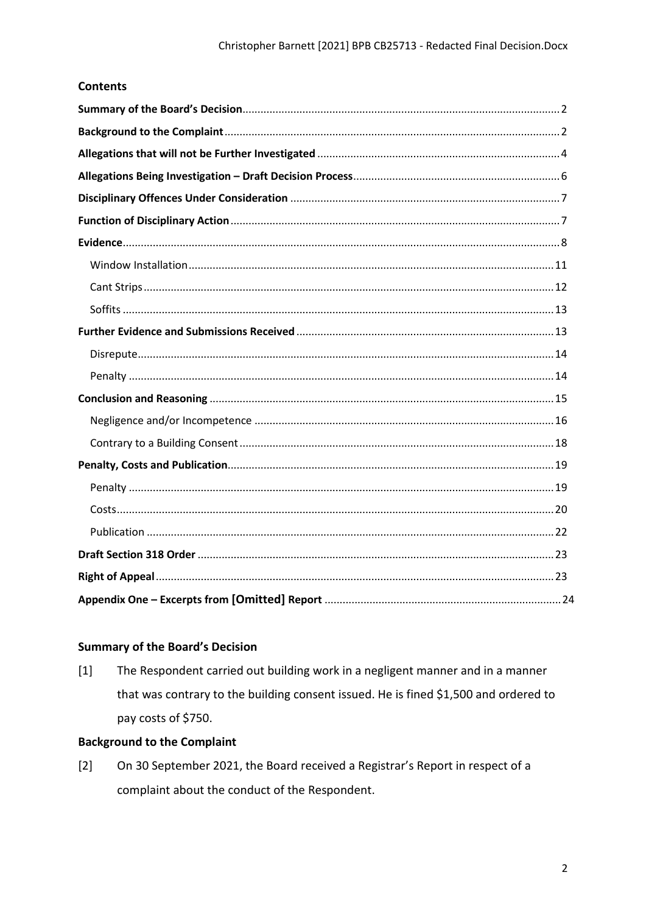## Contents

| | |
|---|---|
| **Summary of the Board's Decision** | 2 |
| **Background to the Complaint** | 2 |
| **Allegations that will not be Further Investigated** | 4 |
| **Allegations Being Investigation – Draft Decision Process** | 6 |
| **Disciplinary Offences Under Consideration** | 7 |
| **Function of Disciplinary Action** | 7 |
| **Evidence** | 8 |
| Window Installation | 11 |
| Cant Strips | 12 |
| Soffits | 13 |
| **Further Evidence and Submissions Received** | 13 |
| Disrepute | 14 |
| Penalty | 14 |
| **Conclusion and Reasoning** | 15 |
| Negligence and/or Incompetence | 16 |
| Contrary to a Building Consent | 18 |
| **Penalty, Costs and Publication** | 19 |
| Penalty | 19 |
| Costs | 20 |
| Publication | 22 |
| **Draft Section 318 Order** | 23 |
| **Right of Appeal** | 23 |
| **Appendix One – Excerpts from [Omitted] Report** | 24 |

## Summary of the Board's Decision

[1] The Respondent carried out building work in a negligent manner and in a manner that was contrary to the building consent issued. He is fined $1,500 and ordered to pay costs of $750.

## Background to the Complaint

[2] On 30 September 2021, the Board received a Registrar's Report in respect of a complaint about the conduct of the Respondent.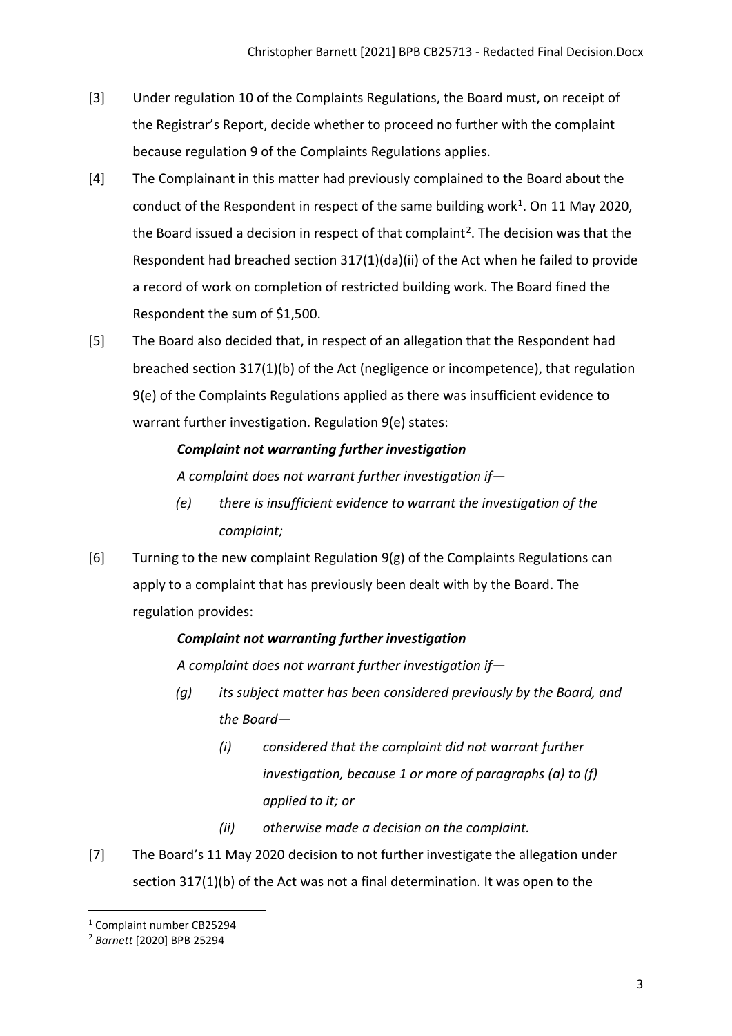[3] Under regulation 10 of the Complaints Regulations, the Board must, on receipt of the Registrar's Report, decide whether to proceed no further with the complaint because regulation 9 of the Complaints Regulations applies.

[4] The Complainant in this matter had previously complained to the Board about the conduct of the Respondent in respect of the same building work[1]. On 11 May 2020, the Board issued a decision in respect of that complaint[2]. The decision was that the Respondent had breached section 317(1)(da)(ii) of the Act when he failed to provide a record of work on completion of restricted building work. The Board fined the Respondent the sum of $1,500.

[5] The Board also decided that, in respect of an allegation that the Respondent had breached section 317(1)(b) of the Act (negligence or incompetence), that regulation 9(e) of the Complaints Regulations applied as there was insufficient evidence to warrant further investigation. Regulation 9(e) states:

> ***Complaint not warranting further investigation***
>
> *A complaint does not warrant further investigation if—*
>
> *(e) there is insufficient evidence to warrant the investigation of the complaint;*

[6] Turning to the new complaint Regulation 9(g) of the Complaints Regulations can apply to a complaint that has previously been dealt with by the Board. The regulation provides:

> ***Complaint not warranting further investigation***
>
> *A complaint does not warrant further investigation if—*
>
> *(g) its subject matter has been considered previously by the Board, and the Board—*
>
> *(i) considered that the complaint did not warrant further investigation, because 1 or more of paragraphs (a) to (f) applied to it; or*
>
> *(ii) otherwise made a decision on the complaint.*

[7] The Board's 11 May 2020 decision to not further investigate the allegation under section 317(1)(b) of the Act was not a final determination. It was open to the

---

[1] Complaint number CB25294

[2] *Barnett* [2020] BPB 25294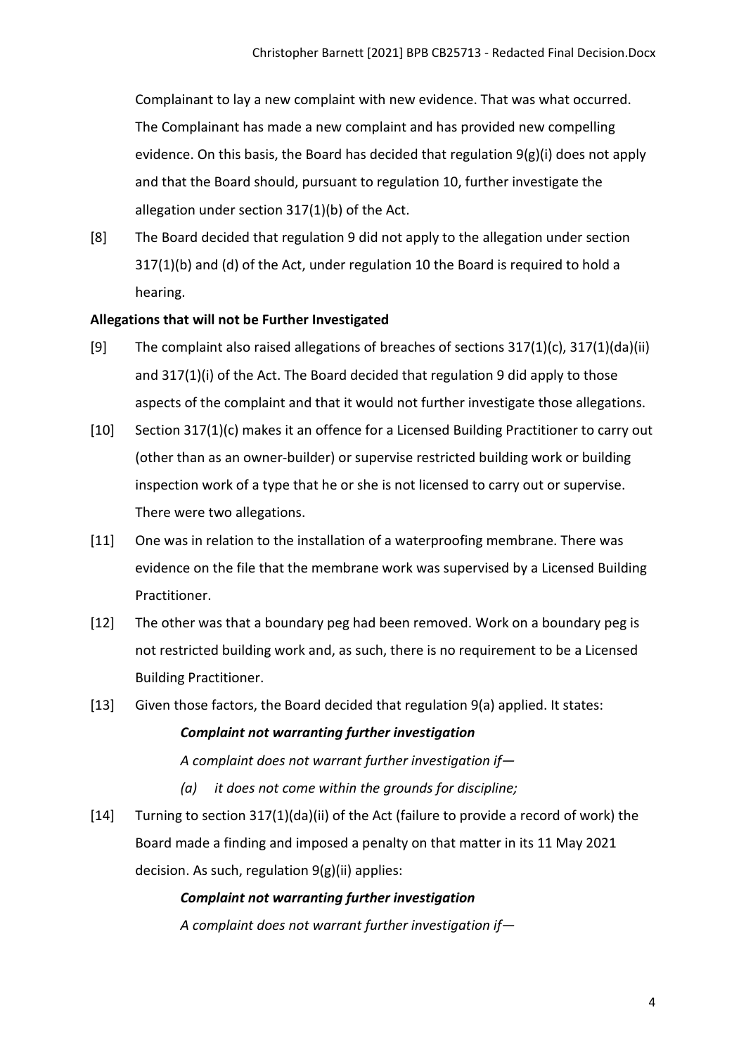Complainant to lay a new complaint with new evidence. That was what occurred. The Complainant has made a new complaint and has provided new compelling evidence. On this basis, the Board has decided that regulation 9(g)(i) does not apply and that the Board should, pursuant to regulation 10, further investigate the allegation under section 317(1)(b) of the Act.

[8] The Board decided that regulation 9 did not apply to the allegation under section 317(1)(b) and (d) of the Act, under regulation 10 the Board is required to hold a hearing.

**Allegations that will not be Further Investigated**

[9] The complaint also raised allegations of breaches of sections 317(1)(c), 317(1)(da)(ii) and 317(1)(i) of the Act. The Board decided that regulation 9 did apply to those aspects of the complaint and that it would not further investigate those allegations.

[10] Section 317(1)(c) makes it an offence for a Licensed Building Practitioner to carry out (other than as an owner-builder) or supervise restricted building work or building inspection work of a type that he or she is not licensed to carry out or supervise. There were two allegations.

[11] One was in relation to the installation of a waterproofing membrane. There was evidence on the file that the membrane work was supervised by a Licensed Building Practitioner.

[12] The other was that a boundary peg had been removed. Work on a boundary peg is not restricted building work and, as such, there is no requirement to be a Licensed Building Practitioner.

[13] Given those factors, the Board decided that regulation 9(a) applied. It states:

> ***Complaint not warranting further investigation***
>
> *A complaint does not warrant further investigation if—*
>
> *(a) it does not come within the grounds for discipline;*

[14] Turning to section 317(1)(da)(ii) of the Act (failure to provide a record of work) the Board made a finding and imposed a penalty on that matter in its 11 May 2021 decision. As such, regulation 9(g)(ii) applies:

> ***Complaint not warranting further investigation***
>
> *A complaint does not warrant further investigation if—*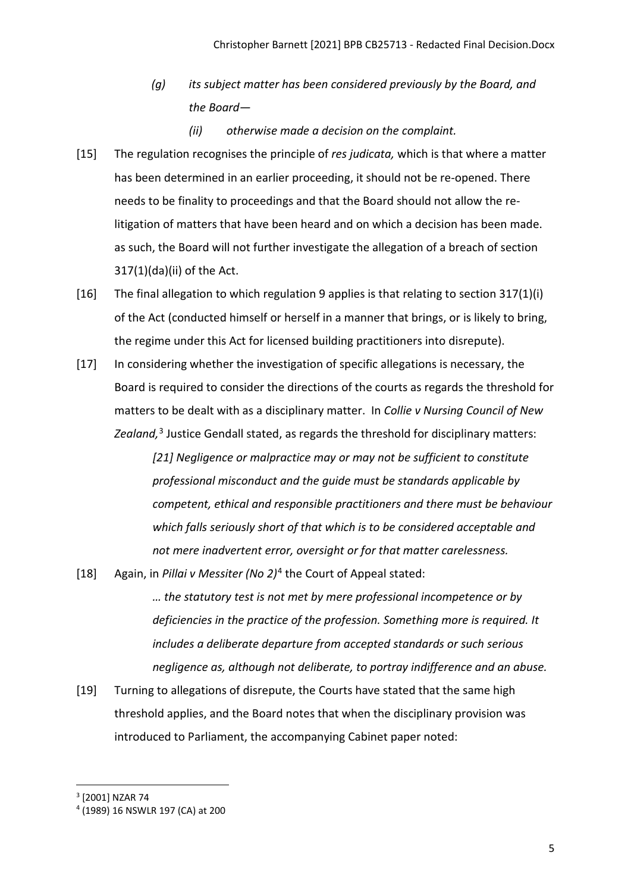> *(g) its subject matter has been considered previously by the Board, and the Board—*
>
> *(ii) otherwise made a decision on the complaint.*

[15] The regulation recognises the principle of *res judicata,* which is that where a matter has been determined in an earlier proceeding, it should not be re-opened. There needs to be finality to proceedings and that the Board should not allow the re-litigation of matters that have been heard and on which a decision has been made. as such, the Board will not further investigate the allegation of a breach of section 317(1)(da)(ii) of the Act.

[16] The final allegation to which regulation 9 applies is that relating to section 317(1)(i) of the Act (conducted himself or herself in a manner that brings, or is likely to bring, the regime under this Act for licensed building practitioners into disrepute).

[17] In considering whether the investigation of specific allegations is necessary, the Board is required to consider the directions of the courts as regards the threshold for matters to be dealt with as a disciplinary matter. In *Collie v Nursing Council of New Zealand,*[3] Justice Gendall stated, as regards the threshold for disciplinary matters:

> *[21] Negligence or malpractice may or may not be sufficient to constitute professional misconduct and the guide must be standards applicable by competent, ethical and responsible practitioners and there must be behaviour which falls seriously short of that which is to be considered acceptable and not mere inadvertent error, oversight or for that matter carelessness.*

[18] Again, in *Pillai v Messiter (No 2)*[4] the Court of Appeal stated:

> *… the statutory test is not met by mere professional incompetence or by deficiencies in the practice of the profession. Something more is required. It includes a deliberate departure from accepted standards or such serious negligence as, although not deliberate, to portray indifference and an abuse.*

[19] Turning to allegations of disrepute, the Courts have stated that the same high threshold applies, and the Board notes that when the disciplinary provision was introduced to Parliament, the accompanying Cabinet paper noted:

---

[3] [2001] NZAR 74

[4] (1989) 16 NSWLR 197 (CA) at 200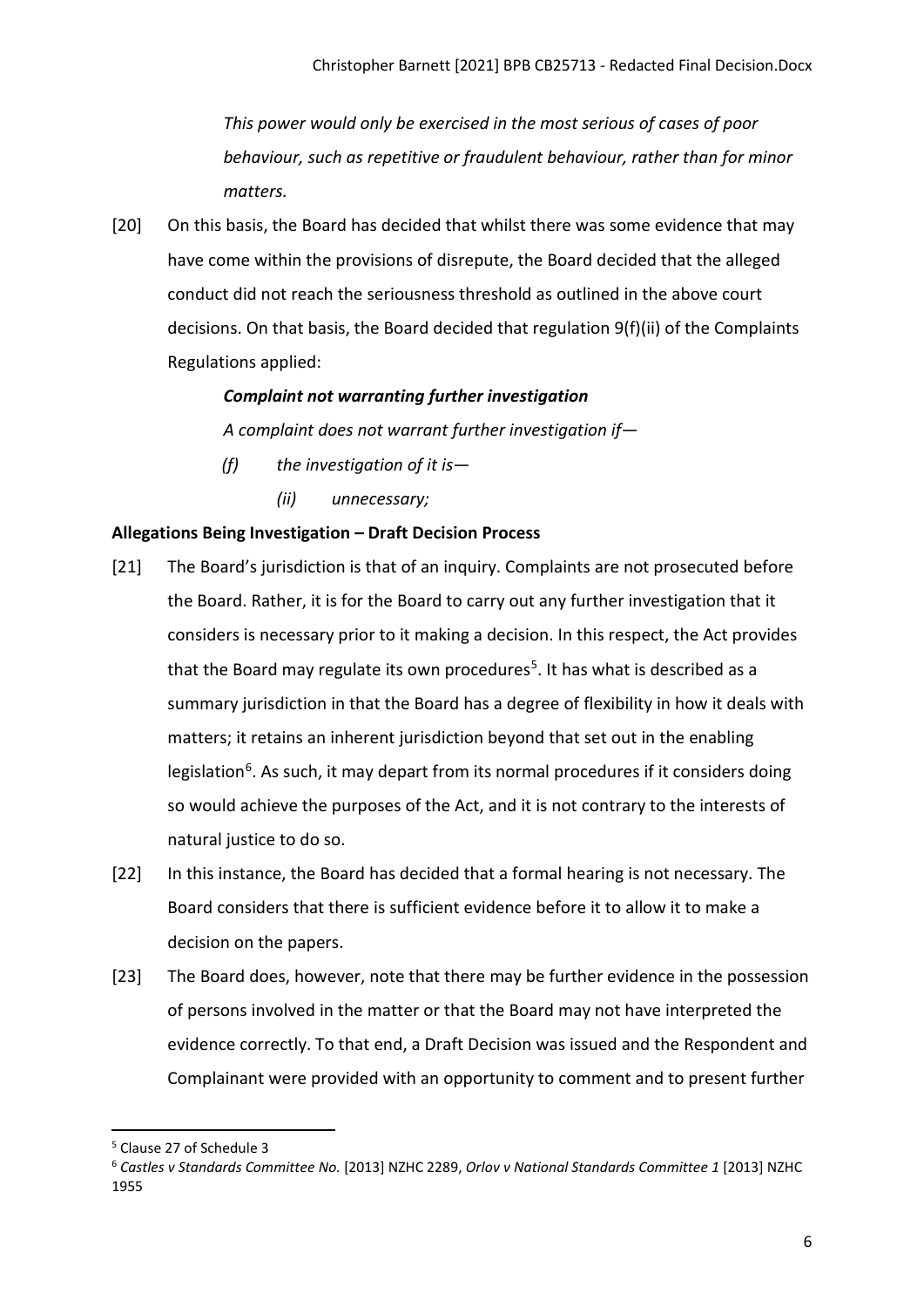*This power would only be exercised in the most serious of cases of poor behaviour, such as repetitive or fraudulent behaviour, rather than for minor matters.*

[20] On this basis, the Board has decided that whilst there was some evidence that may have come within the provisions of disrepute, the Board decided that the alleged conduct did not reach the seriousness threshold as outlined in the above court decisions. On that basis, the Board decided that regulation 9(f)(ii) of the Complaints Regulations applied:

> ***Complaint not warranting further investigation***
>
> *A complaint does not warrant further investigation if—*
>
> *(f) the investigation of it is—*
>
> *(ii) unnecessary;*

**Allegations Being Investigation – Draft Decision Process**

[21] The Board's jurisdiction is that of an inquiry. Complaints are not prosecuted before the Board. Rather, it is for the Board to carry out any further investigation that it considers is necessary prior to it making a decision. In this respect, the Act provides that the Board may regulate its own procedures[5]. It has what is described as a summary jurisdiction in that the Board has a degree of flexibility in how it deals with matters; it retains an inherent jurisdiction beyond that set out in the enabling legislation[6]. As such, it may depart from its normal procedures if it considers doing so would achieve the purposes of the Act, and it is not contrary to the interests of natural justice to do so.

[22] In this instance, the Board has decided that a formal hearing is not necessary. The Board considers that there is sufficient evidence before it to allow it to make a decision on the papers.

[23] The Board does, however, note that there may be further evidence in the possession of persons involved in the matter or that the Board may not have interpreted the evidence correctly. To that end, a Draft Decision was issued and the Respondent and Complainant were provided with an opportunity to comment and to present further

---

[5] Clause 27 of Schedule 3

[6] *Castles v Standards Committee No.* [2013] NZHC 2289, *Orlov v National Standards Committee 1* [2013] NZHC 1955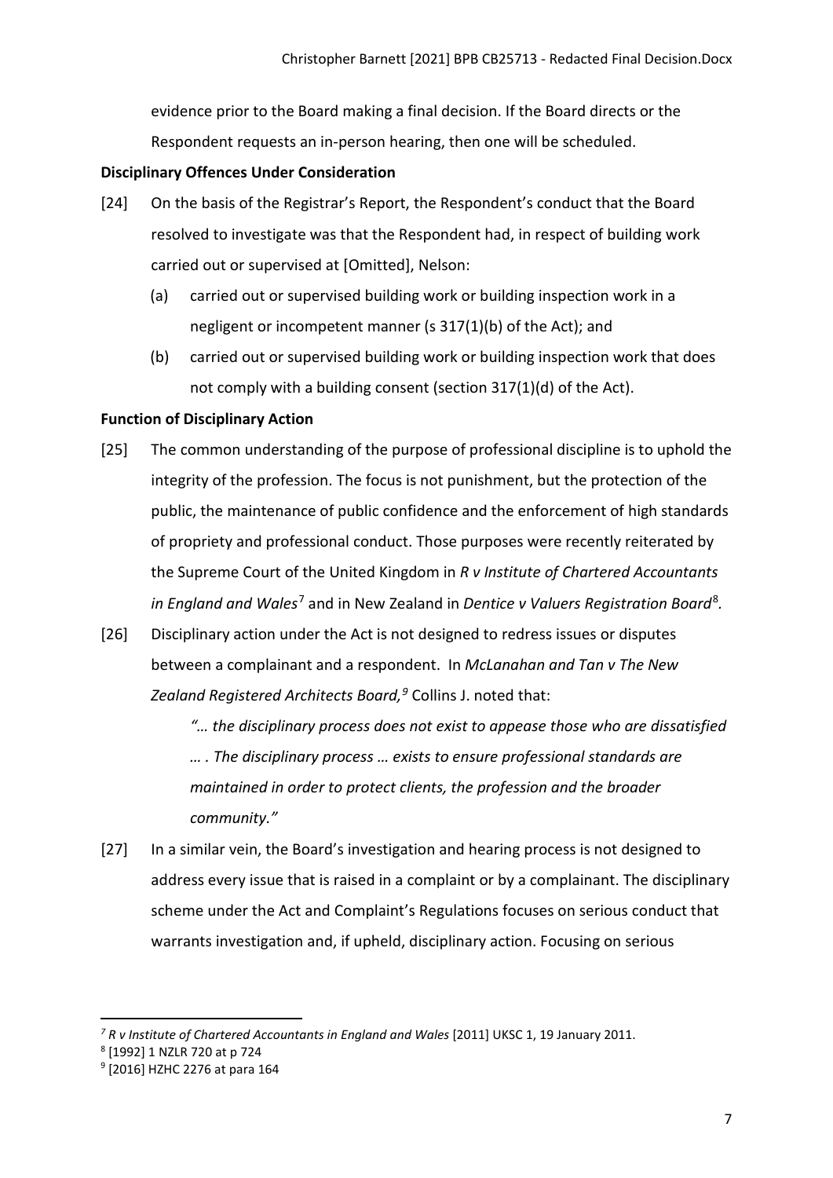evidence prior to the Board making a final decision. If the Board directs or the Respondent requests an in-person hearing, then one will be scheduled.

**Disciplinary Offences Under Consideration**

[24] On the basis of the Registrar's Report, the Respondent's conduct that the Board resolved to investigate was that the Respondent had, in respect of building work carried out or supervised at [Omitted], Nelson:

(a) carried out or supervised building work or building inspection work in a negligent or incompetent manner (s 317(1)(b) of the Act); and

(b) carried out or supervised building work or building inspection work that does not comply with a building consent (section 317(1)(d) of the Act).

**Function of Disciplinary Action**

[25] The common understanding of the purpose of professional discipline is to uphold the integrity of the profession. The focus is not punishment, but the protection of the public, the maintenance of public confidence and the enforcement of high standards of propriety and professional conduct. Those purposes were recently reiterated by the Supreme Court of the United Kingdom in *R v Institute of Chartered Accountants in England and Wales*[7] and in New Zealand in *Dentice v Valuers Registration Board*[8].

[26] Disciplinary action under the Act is not designed to redress issues or disputes between a complainant and a respondent. In *McLanahan and Tan v The New Zealand Registered Architects Board,*[9] Collins J. noted that:

> *"… the disciplinary process does not exist to appease those who are dissatisfied … . The disciplinary process … exists to ensure professional standards are maintained in order to protect clients, the profession and the broader community."*

[27] In a similar vein, the Board's investigation and hearing process is not designed to address every issue that is raised in a complaint or by a complainant. The disciplinary scheme under the Act and Complaint's Regulations focuses on serious conduct that warrants investigation and, if upheld, disciplinary action. Focusing on serious

---

[7] *R v Institute of Chartered Accountants in England and Wales* [2011] UKSC 1, 19 January 2011.

[8] [1992] 1 NZLR 720 at p 724

[9] [2016] HZHC 2276 at para 164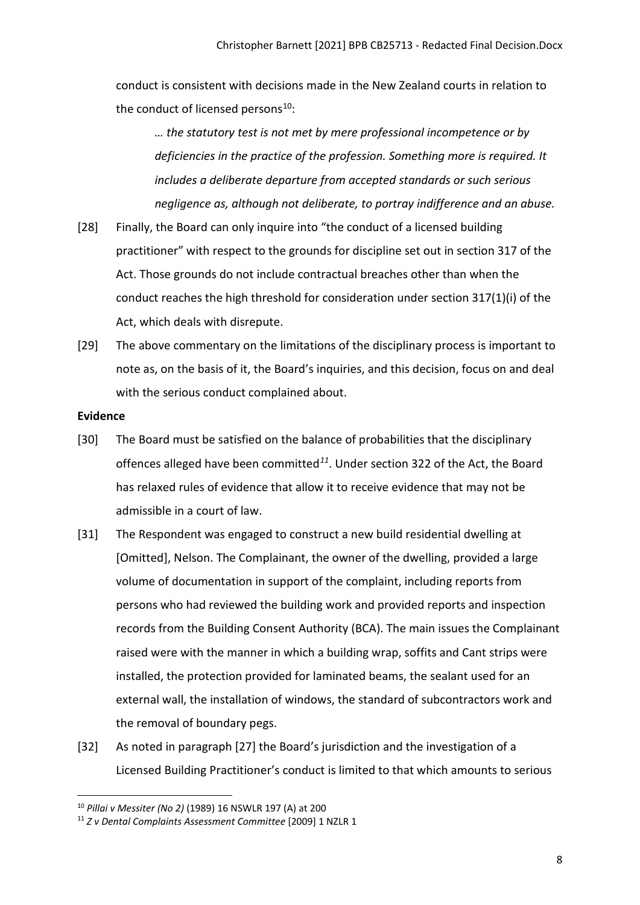conduct is consistent with decisions made in the New Zealand courts in relation to the conduct of licensed persons[10]:

> *… the statutory test is not met by mere professional incompetence or by deficiencies in the practice of the profession. Something more is required. It includes a deliberate departure from accepted standards or such serious negligence as, although not deliberate, to portray indifference and an abuse.*

[28] Finally, the Board can only inquire into "the conduct of a licensed building practitioner" with respect to the grounds for discipline set out in section 317 of the Act. Those grounds do not include contractual breaches other than when the conduct reaches the high threshold for consideration under section 317(1)(i) of the Act, which deals with disrepute.

[29] The above commentary on the limitations of the disciplinary process is important to note as, on the basis of it, the Board's inquiries, and this decision, focus on and deal with the serious conduct complained about.

**Evidence**

[30] The Board must be satisfied on the balance of probabilities that the disciplinary offences alleged have been committed[11]. Under section 322 of the Act, the Board has relaxed rules of evidence that allow it to receive evidence that may not be admissible in a court of law.

[31] The Respondent was engaged to construct a new build residential dwelling at [Omitted], Nelson. The Complainant, the owner of the dwelling, provided a large volume of documentation in support of the complaint, including reports from persons who had reviewed the building work and provided reports and inspection records from the Building Consent Authority (BCA). The main issues the Complainant raised were with the manner in which a building wrap, soffits and Cant strips were installed, the protection provided for laminated beams, the sealant used for an external wall, the installation of windows, the standard of subcontractors work and the removal of boundary pegs.

[32] As noted in paragraph [27] the Board's jurisdiction and the investigation of a Licensed Building Practitioner's conduct is limited to that which amounts to serious

---

[10] *Pillai v Messiter (No 2)* (1989) 16 NSWLR 197 (A) at 200

[11] *Z v Dental Complaints Assessment Committee* [2009] 1 NZLR 1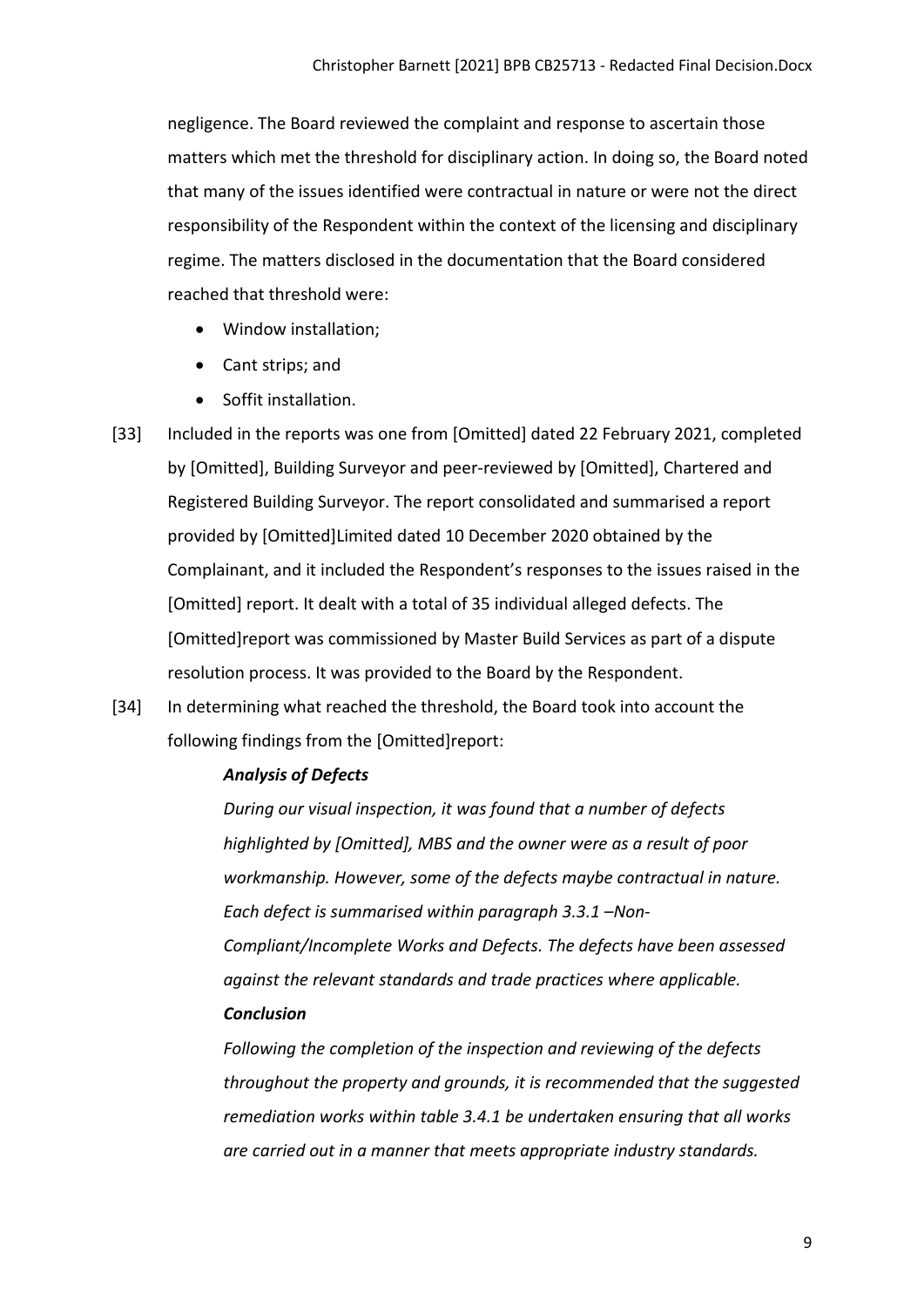negligence. The Board reviewed the complaint and response to ascertain those matters which met the threshold for disciplinary action. In doing so, the Board noted that many of the issues identified were contractual in nature or were not the direct responsibility of the Respondent within the context of the licensing and disciplinary regime. The matters disclosed in the documentation that the Board considered reached that threshold were:

- Window installation;
- Cant strips; and
- Soffit installation.

[33] Included in the reports was one from [Omitted] dated 22 February 2021, completed by [Omitted], Building Surveyor and peer-reviewed by [Omitted], Chartered and Registered Building Surveyor. The report consolidated and summarised a report provided by [Omitted]Limited dated 10 December 2020 obtained by the Complainant, and it included the Respondent's responses to the issues raised in the [Omitted] report. It dealt with a total of 35 individual alleged defects. The [Omitted]report was commissioned by Master Build Services as part of a dispute resolution process. It was provided to the Board by the Respondent.

[34] In determining what reached the threshold, the Board took into account the following findings from the [Omitted]report:

> ***Analysis of Defects***
>
> *During our visual inspection, it was found that a number of defects highlighted by [Omitted], MBS and the owner were as a result of poor workmanship. However, some of the defects maybe contractual in nature. Each defect is summarised within paragraph 3.3.1 –Non-Compliant/Incomplete Works and Defects. The defects have been assessed against the relevant standards and trade practices where applicable.*
>
> ***Conclusion***
>
> *Following the completion of the inspection and reviewing of the defects throughout the property and grounds, it is recommended that the suggested remediation works within table 3.4.1 be undertaken ensuring that all works are carried out in a manner that meets appropriate industry standards.*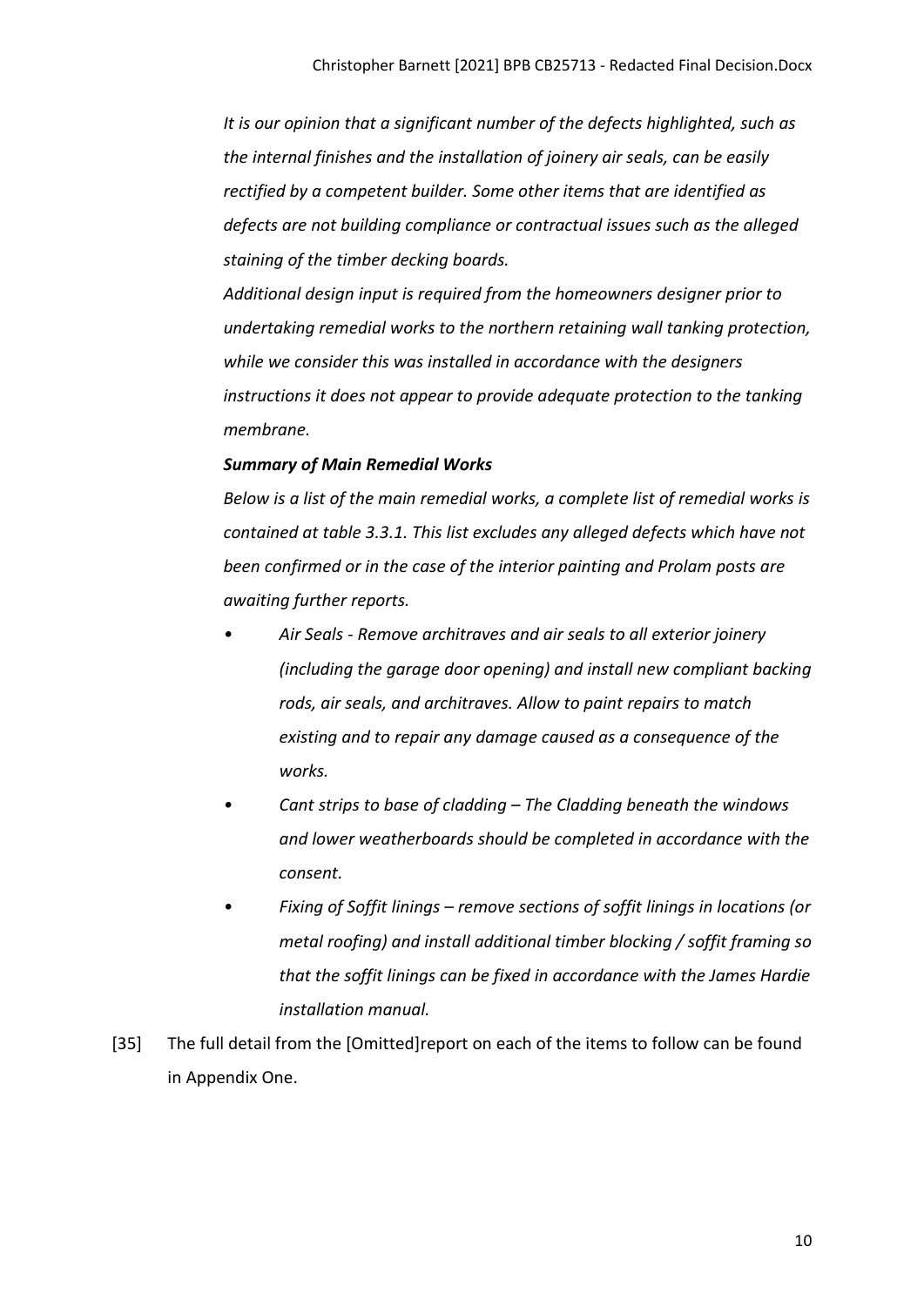*It is our opinion that a significant number of the defects highlighted, such as the internal finishes and the installation of joinery air seals, can be easily rectified by a competent builder. Some other items that are identified as defects are not building compliance or contractual issues such as the alleged staining of the timber decking boards.*

*Additional design input is required from the homeowners designer prior to undertaking remedial works to the northern retaining wall tanking protection, while we consider this was installed in accordance with the designers instructions it does not appear to provide adequate protection to the tanking membrane.*

***Summary of Main Remedial Works***

*Below is a list of the main remedial works, a complete list of remedial works is contained at table 3.3.1. This list excludes any alleged defects which have not been confirmed or in the case of the interior painting and Prolam posts are awaiting further reports.*

- *Air Seals - Remove architraves and air seals to all exterior joinery (including the garage door opening) and install new compliant backing rods, air seals, and architraves. Allow to paint repairs to match existing and to repair any damage caused as a consequence of the works.*
- *Cant strips to base of cladding – The Cladding beneath the windows and lower weatherboards should be completed in accordance with the consent.*
- *Fixing of Soffit linings – remove sections of soffit linings in locations (or metal roofing) and install additional timber blocking / soffit framing so that the soffit linings can be fixed in accordance with the James Hardie installation manual.*

[35] The full detail from the [Omitted]report on each of the items to follow can be found in Appendix One.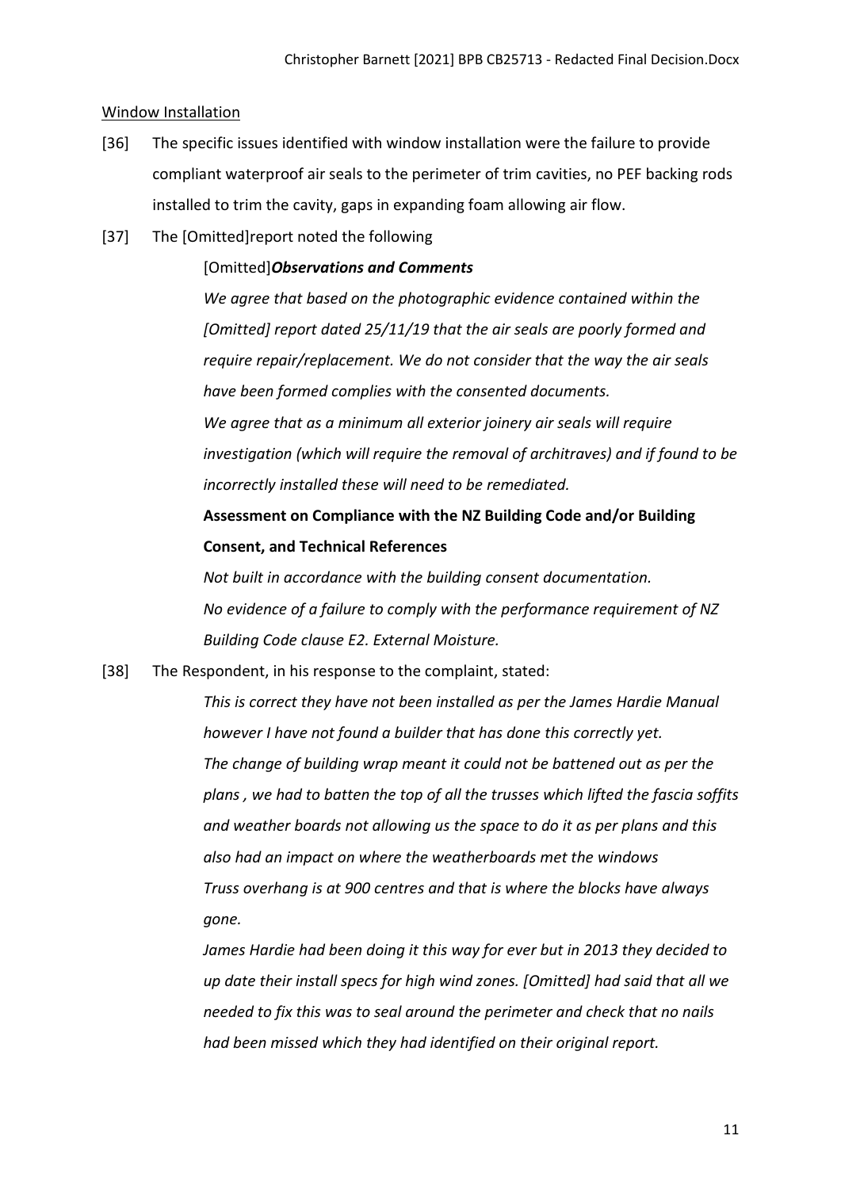Window Installation

[36] The specific issues identified with window installation were the failure to provide compliant waterproof air seals to the perimeter of trim cavities, no PEF backing rods installed to trim the cavity, gaps in expanding foam allowing air flow.

[37] The [Omitted]report noted the following

> [Omitted]***Observations and Comments***
>
> *We agree that based on the photographic evidence contained within the [Omitted] report dated 25/11/19 that the air seals are poorly formed and require repair/replacement. We do not consider that the way the air seals have been formed complies with the consented documents.*
>
> *We agree that as a minimum all exterior joinery air seals will require investigation (which will require the removal of architraves) and if found to be incorrectly installed these will need to be remediated.*
>
> **Assessment on Compliance with the NZ Building Code and/or Building Consent, and Technical References**
>
> *Not built in accordance with the building consent documentation.*
>
> *No evidence of a failure to comply with the performance requirement of NZ Building Code clause E2. External Moisture.*

[38] The Respondent, in his response to the complaint, stated:

> *This is correct they have not been installed as per the James Hardie Manual however I have not found a builder that has done this correctly yet.*
>
> *The change of building wrap meant it could not be battened out as per the plans , we had to batten the top of all the trusses which lifted the fascia soffits and weather boards not allowing us the space to do it as per plans and this also had an impact on where the weatherboards met the windows*
>
> *Truss overhang is at 900 centres and that is where the blocks have always gone.*
>
> *James Hardie had been doing it this way for ever but in 2013 they decided to up date their install specs for high wind zones. [Omitted] had said that all we needed to fix this was to seal around the perimeter and check that no nails had been missed which they had identified on their original report.*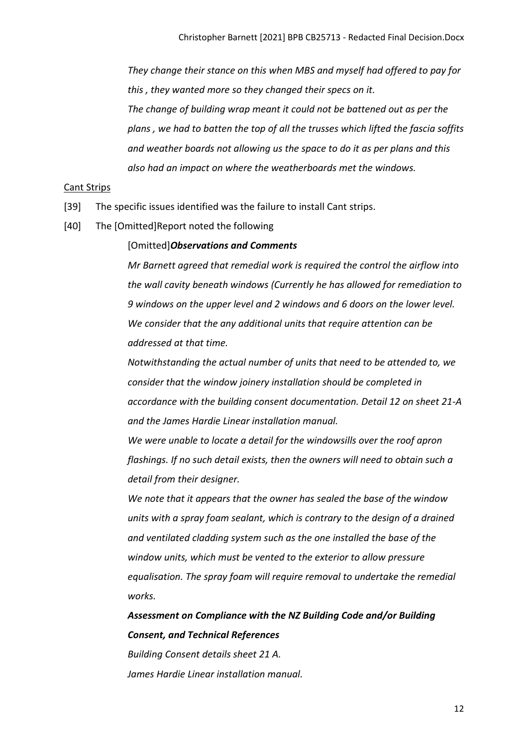*They change their stance on this when MBS and myself had offered to pay for this , they wanted more so they changed their specs on it.*

*The change of building wrap meant it could not be battened out as per the plans , we had to batten the top of all the trusses which lifted the fascia soffits and weather boards not allowing us the space to do it as per plans and this also had an impact on where the weatherboards met the windows.*

Cant Strips

[39] The specific issues identified was the failure to install Cant strips.

[40] The [Omitted]Report noted the following

[Omitted]***Observations and Comments***

*Mr Barnett agreed that remedial work is required the control the airflow into the wall cavity beneath windows (Currently he has allowed for remediation to 9 windows on the upper level and 2 windows and 6 doors on the lower level. We consider that the any additional units that require attention can be addressed at that time.*

*Notwithstanding the actual number of units that need to be attended to, we consider that the window joinery installation should be completed in accordance with the building consent documentation. Detail 12 on sheet 21-A and the James Hardie Linear installation manual.*

*We were unable to locate a detail for the windowsills over the roof apron flashings. If no such detail exists, then the owners will need to obtain such a detail from their designer.*

*We note that it appears that the owner has sealed the base of the window units with a spray foam sealant, which is contrary to the design of a drained and ventilated cladding system such as the one installed the base of the window units, which must be vented to the exterior to allow pressure equalisation. The spray foam will require removal to undertake the remedial works.*

***Assessment on Compliance with the NZ Building Code and/or Building Consent, and Technical References***

*Building Consent details sheet 21 A.*

*James Hardie Linear installation manual.*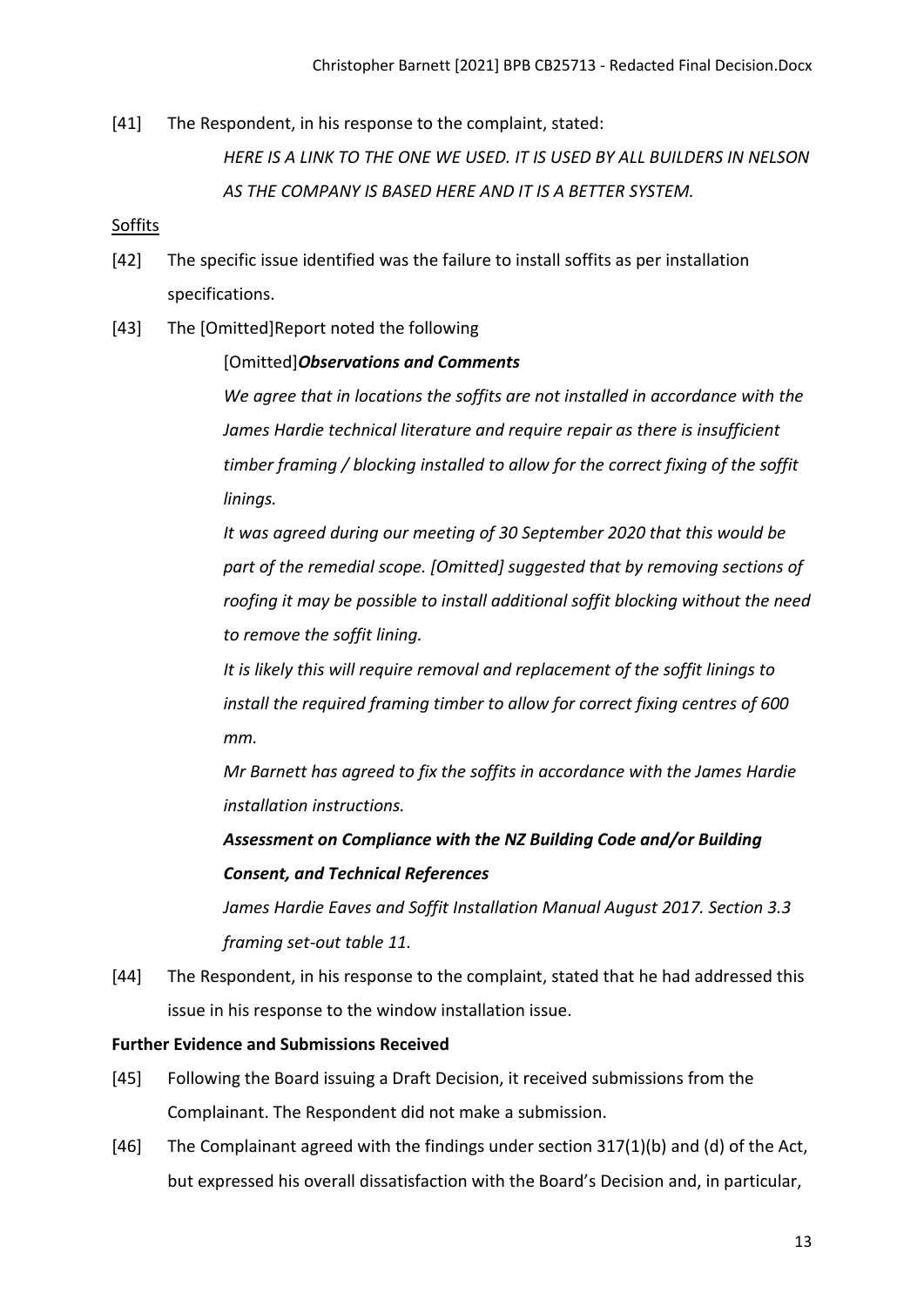[41] The Respondent, in his response to the complaint, stated:

> *HERE IS A LINK TO THE ONE WE USED. IT IS USED BY ALL BUILDERS IN NELSON AS THE COMPANY IS BASED HERE AND IT IS A BETTER SYSTEM.*

<u>Soffits</u>

[42] The specific issue identified was the failure to install soffits as per installation specifications.

[43] The [Omitted]Report noted the following

> [Omitted]***Observations and Comments***
>
> *We agree that in locations the soffits are not installed in accordance with the James Hardie technical literature and require repair as there is insufficient timber framing / blocking installed to allow for the correct fixing of the soffit linings.*
>
> *It was agreed during our meeting of 30 September 2020 that this would be part of the remedial scope. [Omitted] suggested that by removing sections of roofing it may be possible to install additional soffit blocking without the need to remove the soffit lining.*
>
> *It is likely this will require removal and replacement of the soffit linings to install the required framing timber to allow for correct fixing centres of 600 mm.*
>
> *Mr Barnett has agreed to fix the soffits in accordance with the James Hardie installation instructions.*
>
> ***Assessment on Compliance with the NZ Building Code and/or Building Consent, and Technical References***
>
> *James Hardie Eaves and Soffit Installation Manual August 2017. Section 3.3 framing set-out table 11.*

[44] The Respondent, in his response to the complaint, stated that he had addressed this issue in his response to the window installation issue.

**Further Evidence and Submissions Received**

[45] Following the Board issuing a Draft Decision, it received submissions from the Complainant. The Respondent did not make a submission.

[46] The Complainant agreed with the findings under section 317(1)(b) and (d) of the Act, but expressed his overall dissatisfaction with the Board's Decision and, in particular,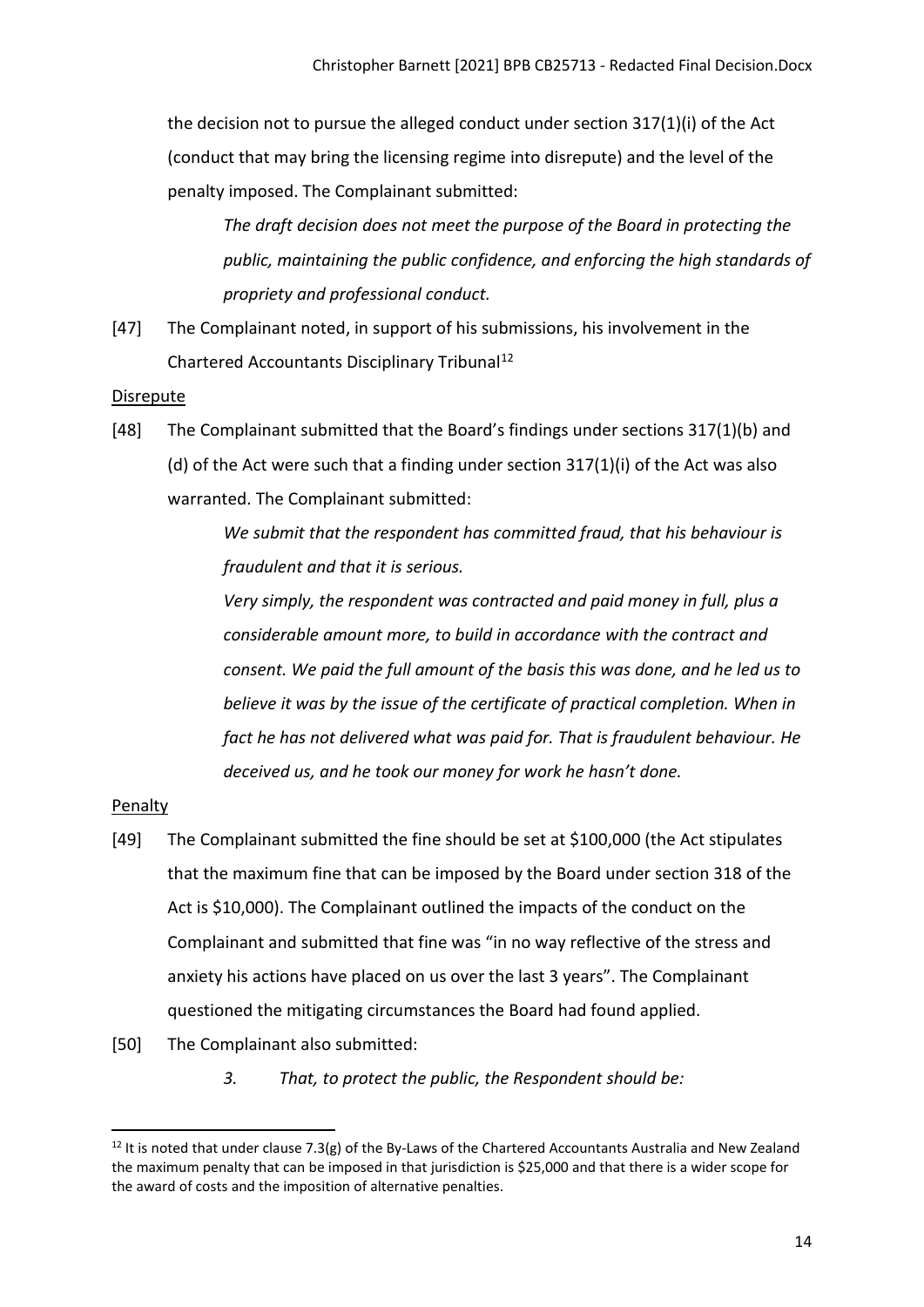the decision not to pursue the alleged conduct under section 317(1)(i) of the Act (conduct that may bring the licensing regime into disrepute) and the level of the penalty imposed. The Complainant submitted:

> *The draft decision does not meet the purpose of the Board in protecting the public, maintaining the public confidence, and enforcing the high standards of propriety and professional conduct.*

[47] The Complainant noted, in support of his submissions, his involvement in the Chartered Accountants Disciplinary Tribunal[12]

Disrepute

[48] The Complainant submitted that the Board's findings under sections 317(1)(b) and (d) of the Act were such that a finding under section 317(1)(i) of the Act was also warranted. The Complainant submitted:

> *We submit that the respondent has committed fraud, that his behaviour is fraudulent and that it is serious.*
>
> *Very simply, the respondent was contracted and paid money in full, plus a considerable amount more, to build in accordance with the contract and consent. We paid the full amount of the basis this was done, and he led us to believe it was by the issue of the certificate of practical completion. When in fact he has not delivered what was paid for. That is fraudulent behaviour. He deceived us, and he took our money for work he hasn't done.*

Penalty

[49] The Complainant submitted the fine should be set at $100,000 (the Act stipulates that the maximum fine that can be imposed by the Board under section 318 of the Act is $10,000). The Complainant outlined the impacts of the conduct on the Complainant and submitted that fine was "in no way reflective of the stress and anxiety his actions have placed on us over the last 3 years". The Complainant questioned the mitigating circumstances the Board had found applied.

[50] The Complainant also submitted:

> *3. That, to protect the public, the Respondent should be:*

---

[12] It is noted that under clause 7.3(g) of the By-Laws of the Chartered Accountants Australia and New Zealand the maximum penalty that can be imposed in that jurisdiction is $25,000 and that there is a wider scope for the award of costs and the imposition of alternative penalties.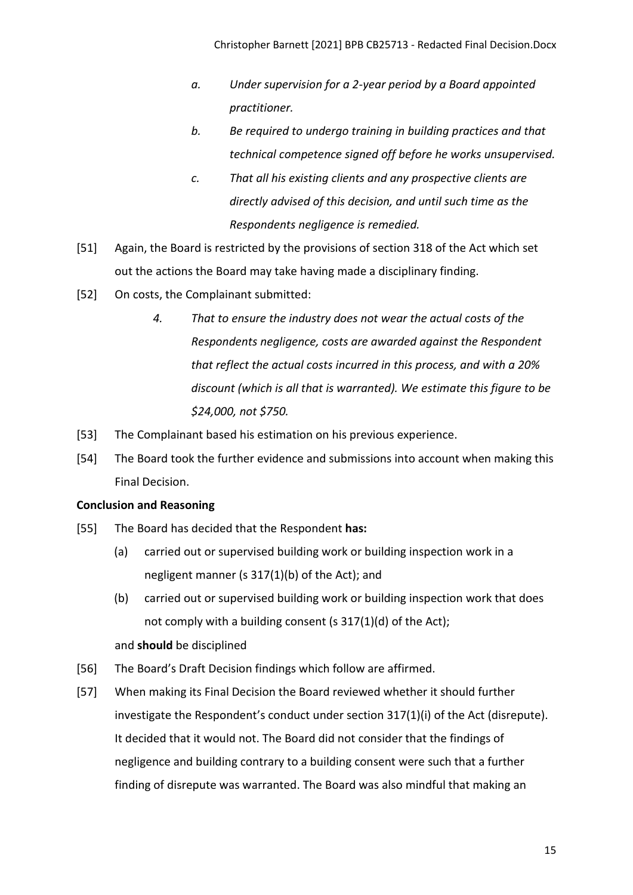> *a. Under supervision for a 2-year period by a Board appointed practitioner.*
>
> *b. Be required to undergo training in building practices and that technical competence signed off before he works unsupervised.*
>
> *c. That all his existing clients and any prospective clients are directly advised of this decision, and until such time as the Respondents negligence is remedied.*

[51] Again, the Board is restricted by the provisions of section 318 of the Act which set out the actions the Board may take having made a disciplinary finding.

[52] On costs, the Complainant submitted:

> *4. That to ensure the industry does not wear the actual costs of the Respondents negligence, costs are awarded against the Respondent that reflect the actual costs incurred in this process, and with a 20% discount (which is all that is warranted). We estimate this figure to be $24,000, not $750.*

[53] The Complainant based his estimation on his previous experience.

[54] The Board took the further evidence and submissions into account when making this Final Decision.

**Conclusion and Reasoning**

[55] The Board has decided that the Respondent **has:**

(a) carried out or supervised building work or building inspection work in a negligent manner (s 317(1)(b) of the Act); and

(b) carried out or supervised building work or building inspection work that does not comply with a building consent (s 317(1)(d) of the Act);

and **should** be disciplined

[56] The Board's Draft Decision findings which follow are affirmed.

[57] When making its Final Decision the Board reviewed whether it should further investigate the Respondent's conduct under section 317(1)(i) of the Act (disrepute). It decided that it would not. The Board did not consider that the findings of negligence and building contrary to a building consent were such that a further finding of disrepute was warranted. The Board was also mindful that making an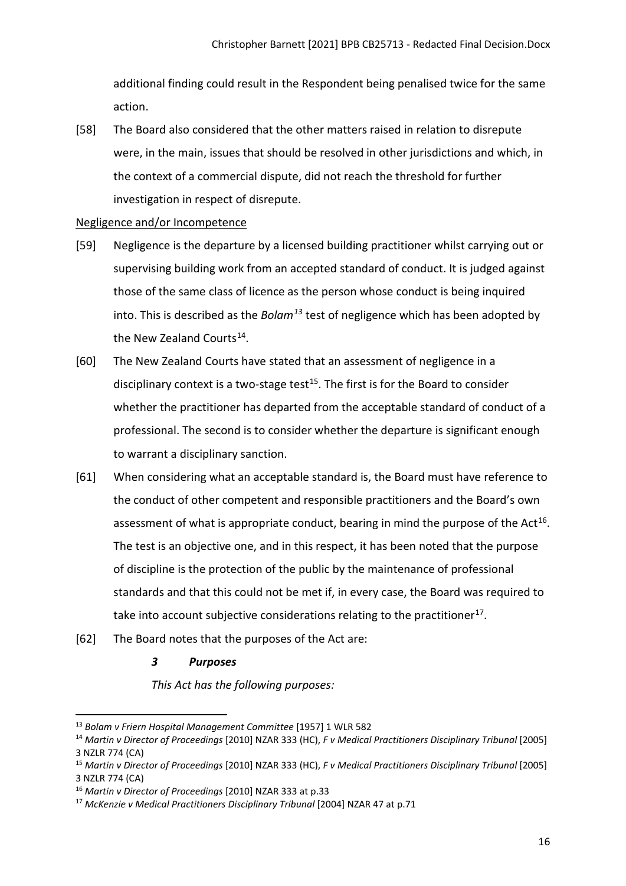additional finding could result in the Respondent being penalised twice for the same action.

[58] The Board also considered that the other matters raised in relation to disrepute were, in the main, issues that should be resolved in other jurisdictions and which, in the context of a commercial dispute, did not reach the threshold for further investigation in respect of disrepute.

Negligence and/or Incompetence

[59] Negligence is the departure by a licensed building practitioner whilst carrying out or supervising building work from an accepted standard of conduct. It is judged against those of the same class of licence as the person whose conduct is being inquired into. This is described as the *Bolam*[13] test of negligence which has been adopted by the New Zealand Courts[14].

[60] The New Zealand Courts have stated that an assessment of negligence in a disciplinary context is a two-stage test[15]. The first is for the Board to consider whether the practitioner has departed from the acceptable standard of conduct of a professional. The second is to consider whether the departure is significant enough to warrant a disciplinary sanction.

[61] When considering what an acceptable standard is, the Board must have reference to the conduct of other competent and responsible practitioners and the Board's own assessment of what is appropriate conduct, bearing in mind the purpose of the Act[16]. The test is an objective one, and in this respect, it has been noted that the purpose of discipline is the protection of the public by the maintenance of professional standards and that this could not be met if, in every case, the Board was required to take into account subjective considerations relating to the practitioner[17].

[62] The Board notes that the purposes of the Act are:

> ***3 Purposes***
>
> *This Act has the following purposes:*

---

[13] *Bolam v Friern Hospital Management Committee* [1957] 1 WLR 582

[14] *Martin v Director of Proceedings* [2010] NZAR 333 (HC), *F v Medical Practitioners Disciplinary Tribunal* [2005] 3 NZLR 774 (CA)

[15] *Martin v Director of Proceedings* [2010] NZAR 333 (HC), *F v Medical Practitioners Disciplinary Tribunal* [2005] 3 NZLR 774 (CA)

[16] *Martin v Director of Proceedings* [2010] NZAR 333 at p.33

[17] *McKenzie v Medical Practitioners Disciplinary Tribunal* [2004] NZAR 47 at p.71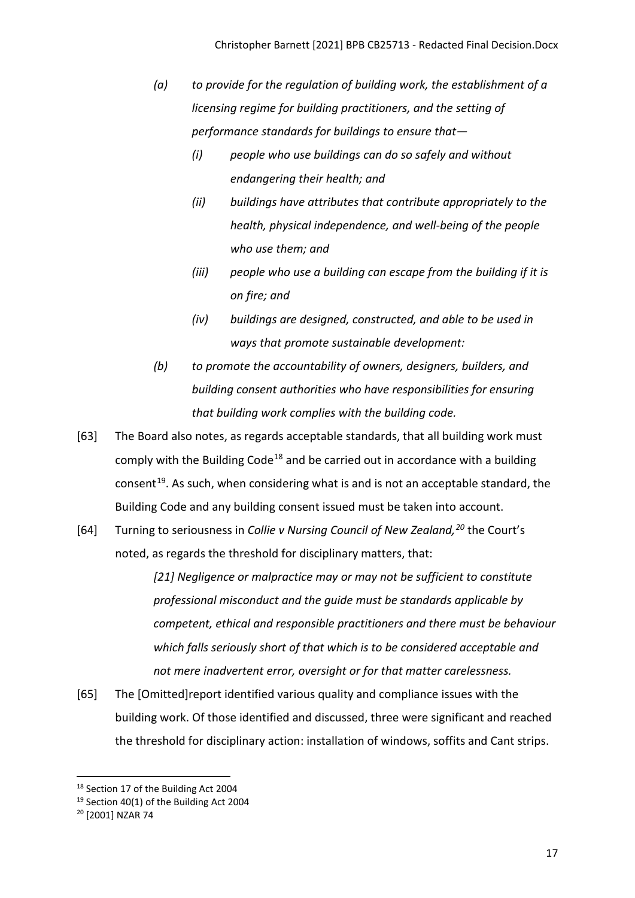> *(a) to provide for the regulation of building work, the establishment of a licensing regime for building practitioners, and the setting of performance standards for buildings to ensure that—*
>
> > *(i) people who use buildings can do so safely and without endangering their health; and*
> >
> > *(ii) buildings have attributes that contribute appropriately to the health, physical independence, and well-being of the people who use them; and*
> >
> > *(iii) people who use a building can escape from the building if it is on fire; and*
> >
> > *(iv) buildings are designed, constructed, and able to be used in ways that promote sustainable development:*
>
> *(b) to promote the accountability of owners, designers, builders, and building consent authorities who have responsibilities for ensuring that building work complies with the building code.*

[63] The Board also notes, as regards acceptable standards, that all building work must comply with the Building Code[18] and be carried out in accordance with a building consent[19]. As such, when considering what is and is not an acceptable standard, the Building Code and any building consent issued must be taken into account.

[64] Turning to seriousness in *Collie v Nursing Council of New Zealand,*[20] the Court's noted, as regards the threshold for disciplinary matters, that:

> *[21] Negligence or malpractice may or may not be sufficient to constitute professional misconduct and the guide must be standards applicable by competent, ethical and responsible practitioners and there must be behaviour which falls seriously short of that which is to be considered acceptable and not mere inadvertent error, oversight or for that matter carelessness.*

[65] The [Omitted]report identified various quality and compliance issues with the building work. Of those identified and discussed, three were significant and reached the threshold for disciplinary action: installation of windows, soffits and Cant strips.

---

[18] Section 17 of the Building Act 2004

[19] Section 40(1) of the Building Act 2004

[20] [2001] NZAR 74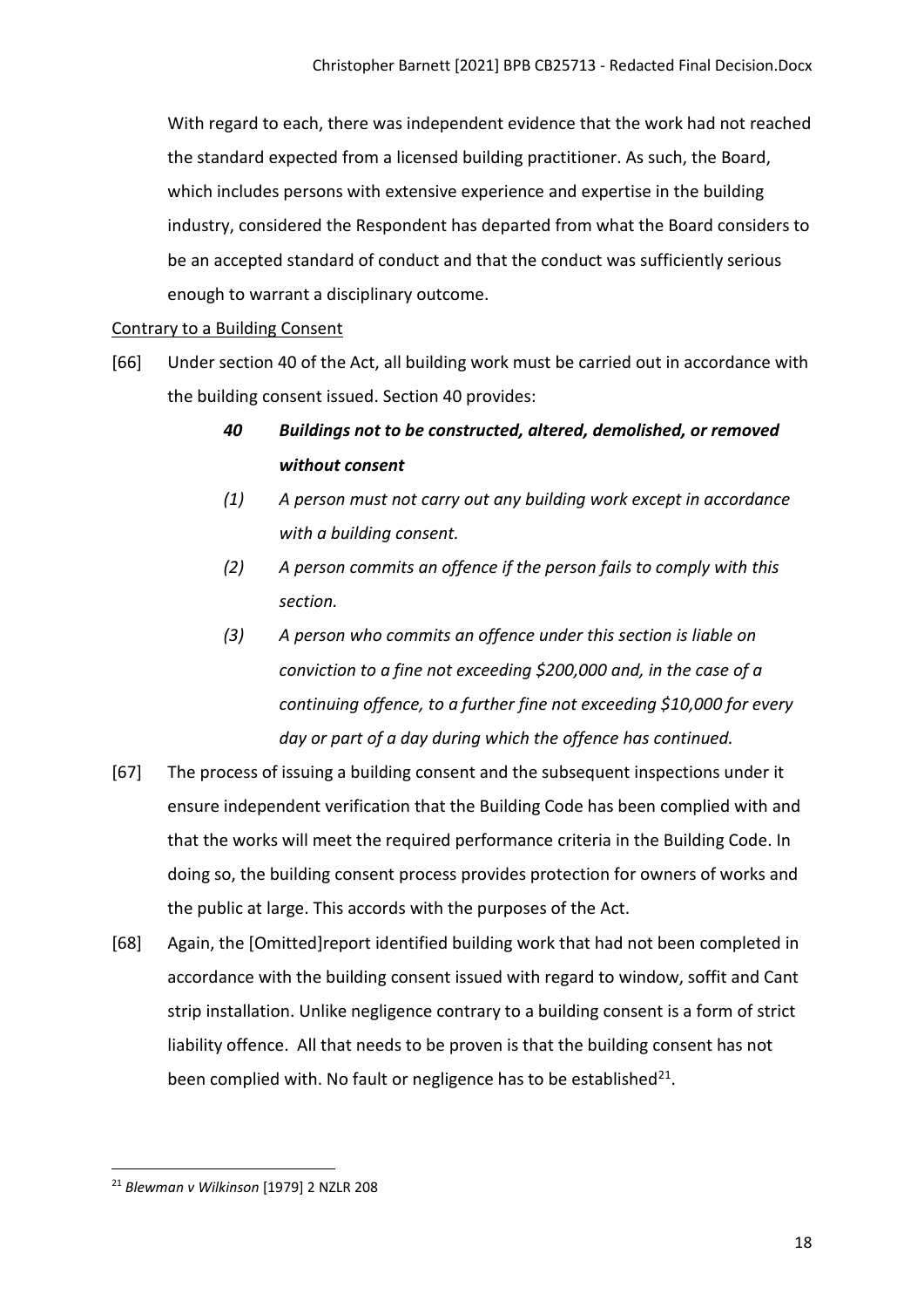With regard to each, there was independent evidence that the work had not reached the standard expected from a licensed building practitioner. As such, the Board, which includes persons with extensive experience and expertise in the building industry, considered the Respondent has departed from what the Board considers to be an accepted standard of conduct and that the conduct was sufficiently serious enough to warrant a disciplinary outcome.

Contrary to a Building Consent

[66] Under section 40 of the Act, all building work must be carried out in accordance with the building consent issued. Section 40 provides:

> ***40 Buildings not to be constructed, altered, demolished, or removed without consent***
>
> *(1) A person must not carry out any building work except in accordance with a building consent.*
>
> *(2) A person commits an offence if the person fails to comply with this section.*
>
> *(3) A person who commits an offence under this section is liable on conviction to a fine not exceeding $200,000 and, in the case of a continuing offence, to a further fine not exceeding $10,000 for every day or part of a day during which the offence has continued.*

[67] The process of issuing a building consent and the subsequent inspections under it ensure independent verification that the Building Code has been complied with and that the works will meet the required performance criteria in the Building Code. In doing so, the building consent process provides protection for owners of works and the public at large. This accords with the purposes of the Act.

[68] Again, the [Omitted]report identified building work that had not been completed in accordance with the building consent issued with regard to window, soffit and Cant strip installation. Unlike negligence contrary to a building consent is a form of strict liability offence. All that needs to be proven is that the building consent has not been complied with. No fault or negligence has to be established[21].

[21] *Blewman v Wilkinson* [1979] 2 NZLR 208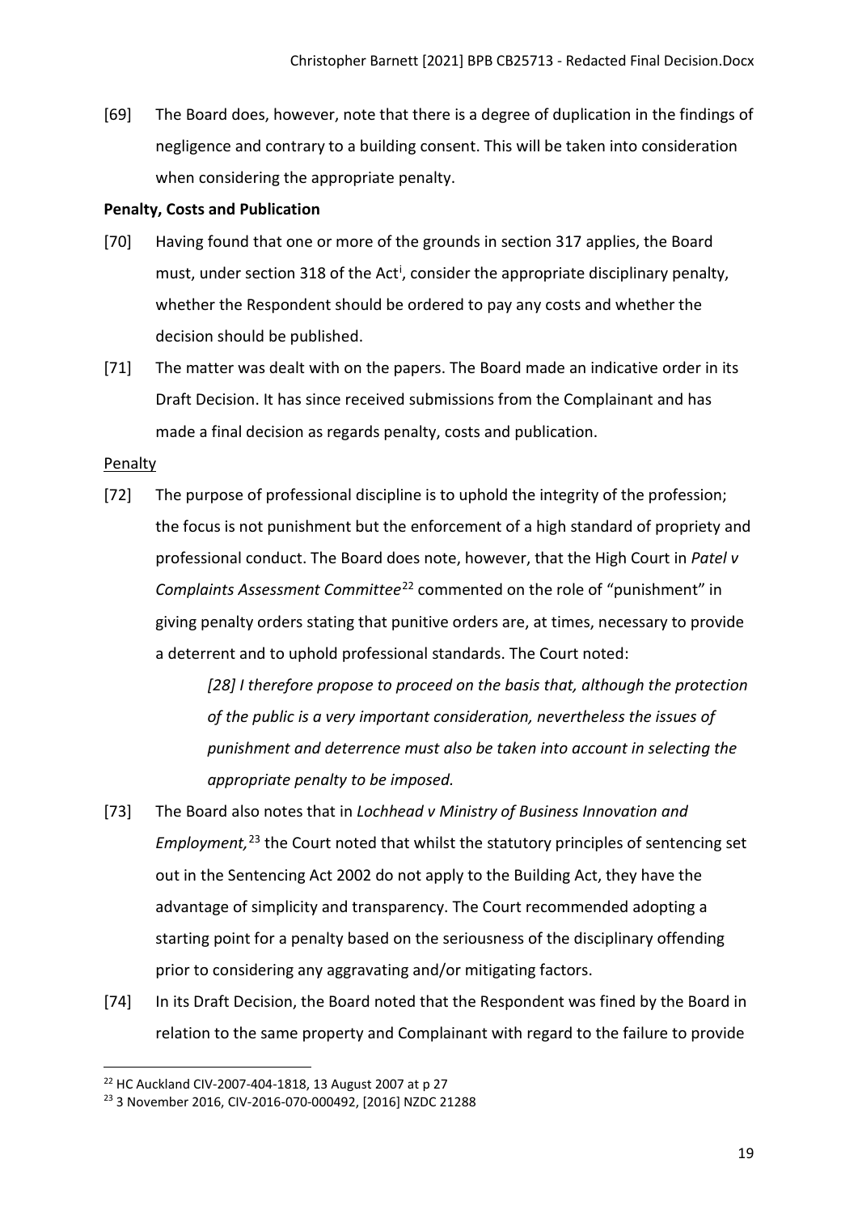[69] The Board does, however, note that there is a degree of duplication in the findings of negligence and contrary to a building consent. This will be taken into consideration when considering the appropriate penalty.

**Penalty, Costs and Publication**

[70] Having found that one or more of the grounds in section 317 applies, the Board must, under section 318 of the Act[i], consider the appropriate disciplinary penalty, whether the Respondent should be ordered to pay any costs and whether the decision should be published.

[71] The matter was dealt with on the papers. The Board made an indicative order in its Draft Decision. It has since received submissions from the Complainant and has made a final decision as regards penalty, costs and publication.

Penalty

[72] The purpose of professional discipline is to uphold the integrity of the profession; the focus is not punishment but the enforcement of a high standard of propriety and professional conduct. The Board does note, however, that the High Court in *Patel v Complaints Assessment Committee*[22] commented on the role of "punishment" in giving penalty orders stating that punitive orders are, at times, necessary to provide a deterrent and to uphold professional standards. The Court noted:

> *[28] I therefore propose to proceed on the basis that, although the protection of the public is a very important consideration, nevertheless the issues of punishment and deterrence must also be taken into account in selecting the appropriate penalty to be imposed.*

[73] The Board also notes that in *Lochhead v Ministry of Business Innovation and Employment,*[23] the Court noted that whilst the statutory principles of sentencing set out in the Sentencing Act 2002 do not apply to the Building Act, they have the advantage of simplicity and transparency. The Court recommended adopting a starting point for a penalty based on the seriousness of the disciplinary offending prior to considering any aggravating and/or mitigating factors.

[74] In its Draft Decision, the Board noted that the Respondent was fined by the Board in relation to the same property and Complainant with regard to the failure to provide

---

[22] HC Auckland CIV-2007-404-1818, 13 August 2007 at p 27

[23] 3 November 2016, CIV-2016-070-000492, [2016] NZDC 21288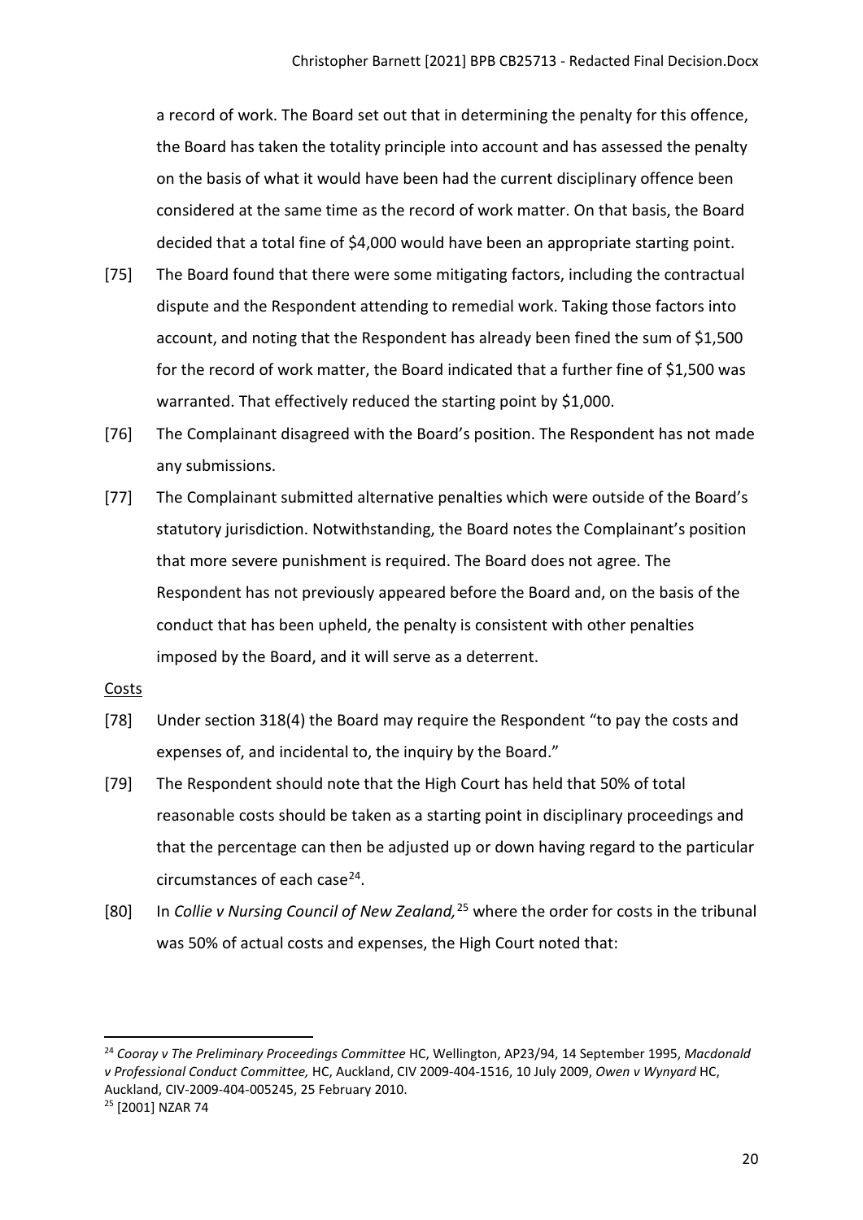a record of work. The Board set out that in determining the penalty for this offence, the Board has taken the totality principle into account and has assessed the penalty on the basis of what it would have been had the current disciplinary offence been considered at the same time as the record of work matter. On that basis, the Board decided that a total fine of $4,000 would have been an appropriate starting point.

[75] The Board found that there were some mitigating factors, including the contractual dispute and the Respondent attending to remedial work. Taking those factors into account, and noting that the Respondent has already been fined the sum of $1,500 for the record of work matter, the Board indicated that a further fine of $1,500 was warranted. That effectively reduced the starting point by $1,000.

[76] The Complainant disagreed with the Board's position. The Respondent has not made any submissions.

[77] The Complainant submitted alternative penalties which were outside of the Board's statutory jurisdiction. Notwithstanding, the Board notes the Complainant's position that more severe punishment is required. The Board does not agree. The Respondent has not previously appeared before the Board and, on the basis of the conduct that has been upheld, the penalty is consistent with other penalties imposed by the Board, and it will serve as a deterrent.

<u>Costs</u>

[78] Under section 318(4) the Board may require the Respondent "to pay the costs and expenses of, and incidental to, the inquiry by the Board."

[79] The Respondent should note that the High Court has held that 50% of total reasonable costs should be taken as a starting point in disciplinary proceedings and that the percentage can then be adjusted up or down having regard to the particular circumstances of each case[24].

[80] In *Collie v Nursing Council of New Zealand,*[25] where the order for costs in the tribunal was 50% of actual costs and expenses, the High Court noted that:

---

[24] *Cooray v The Preliminary Proceedings Committee* HC, Wellington, AP23/94, 14 September 1995, *Macdonald v Professional Conduct Committee,* HC, Auckland, CIV 2009-404-1516, 10 July 2009, *Owen v Wynyard* HC, Auckland, CIV-2009-404-005245, 25 February 2010.

[25] [2001] NZAR 74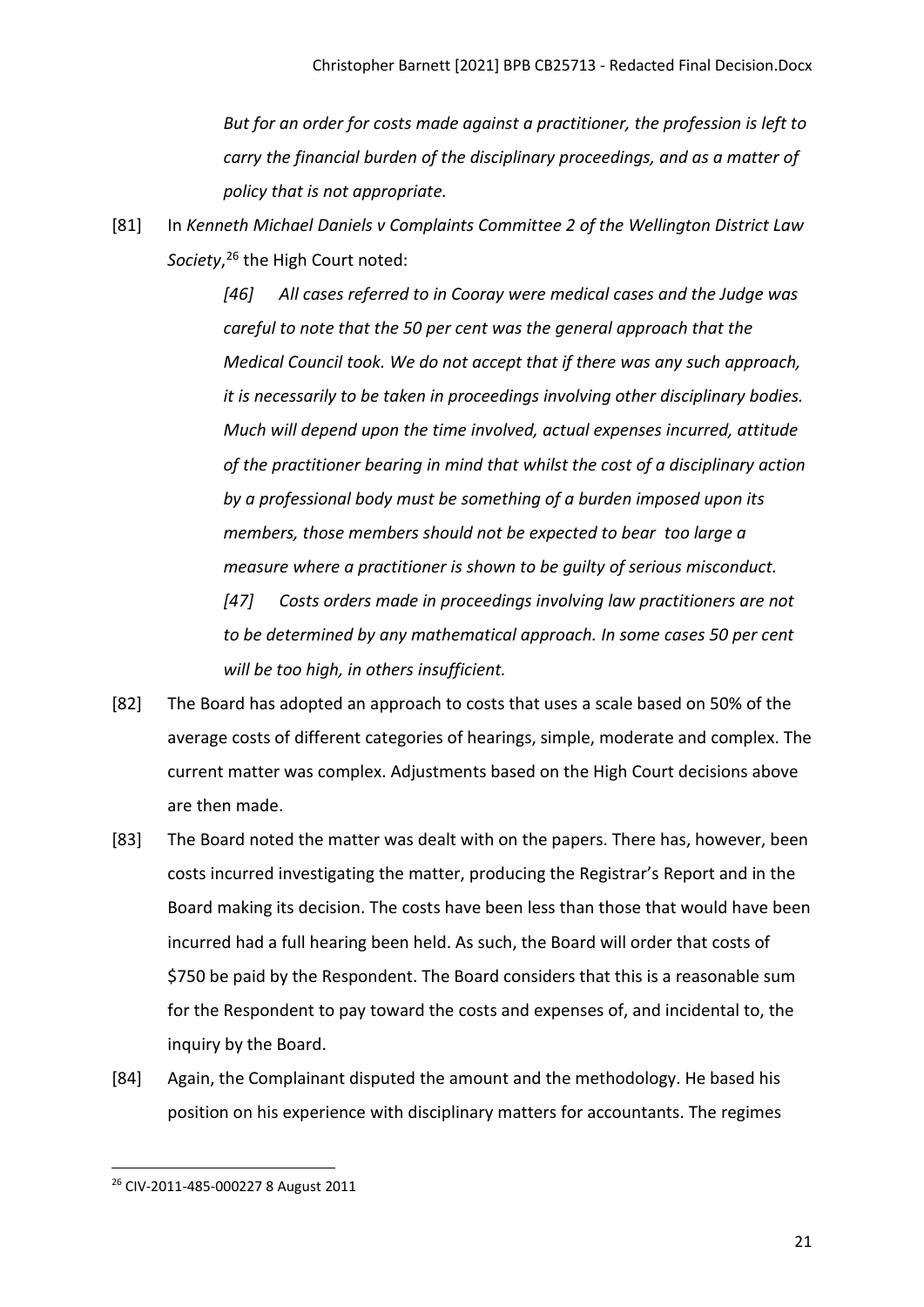> *But for an order for costs made against a practitioner, the profession is left to carry the financial burden of the disciplinary proceedings, and as a matter of policy that is not appropriate.*

[81] In *Kenneth Michael Daniels v Complaints Committee 2 of the Wellington District Law Society*,[26] the High Court noted:

> *[46] All cases referred to in Cooray were medical cases and the Judge was careful to note that the 50 per cent was the general approach that the Medical Council took. We do not accept that if there was any such approach, it is necessarily to be taken in proceedings involving other disciplinary bodies. Much will depend upon the time involved, actual expenses incurred, attitude of the practitioner bearing in mind that whilst the cost of a disciplinary action by a professional body must be something of a burden imposed upon its members, those members should not be expected to bear too large a measure where a practitioner is shown to be guilty of serious misconduct.*
>
> *[47] Costs orders made in proceedings involving law practitioners are not to be determined by any mathematical approach. In some cases 50 per cent will be too high, in others insufficient.*

[82] The Board has adopted an approach to costs that uses a scale based on 50% of the average costs of different categories of hearings, simple, moderate and complex. The current matter was complex. Adjustments based on the High Court decisions above are then made.

[83] The Board noted the matter was dealt with on the papers. There has, however, been costs incurred investigating the matter, producing the Registrar's Report and in the Board making its decision. The costs have been less than those that would have been incurred had a full hearing been held. As such, the Board will order that costs of $750 be paid by the Respondent. The Board considers that this is a reasonable sum for the Respondent to pay toward the costs and expenses of, and incidental to, the inquiry by the Board.

[84] Again, the Complainant disputed the amount and the methodology. He based his position on his experience with disciplinary matters for accountants. The regimes

---

[26] CIV-2011-485-000227 8 August 2011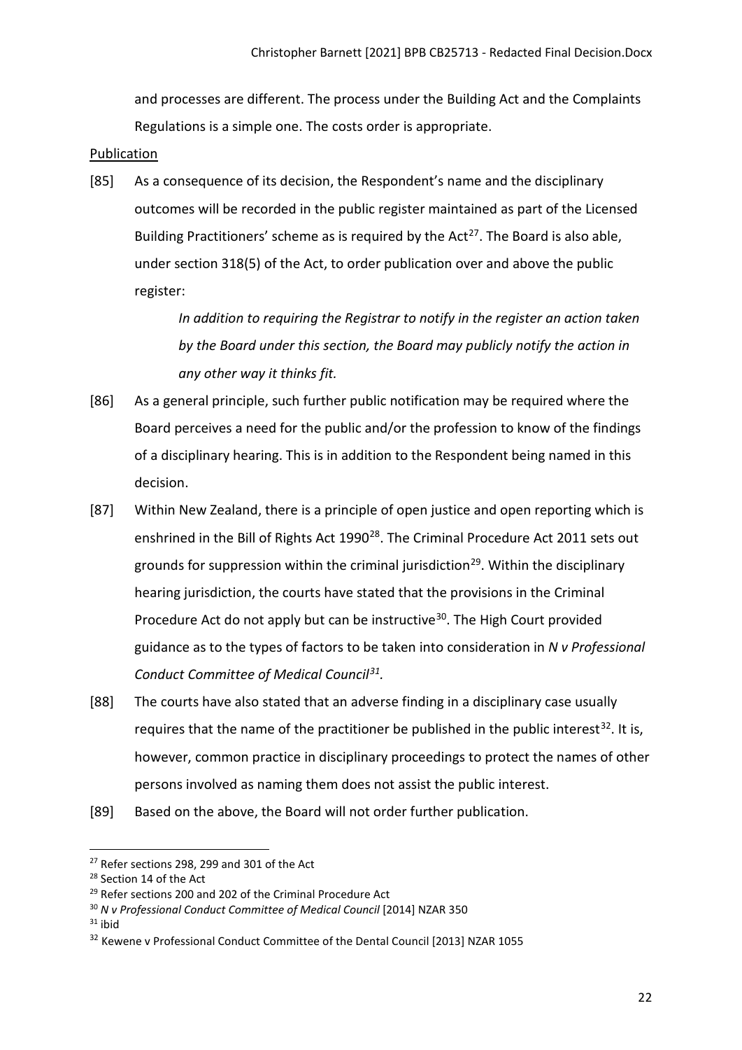and processes are different. The process under the Building Act and the Complaints Regulations is a simple one. The costs order is appropriate.

Publication

[85] As a consequence of its decision, the Respondent's name and the disciplinary outcomes will be recorded in the public register maintained as part of the Licensed Building Practitioners' scheme as is required by the Act[27]. The Board is also able, under section 318(5) of the Act, to order publication over and above the public register:

> *In addition to requiring the Registrar to notify in the register an action taken by the Board under this section, the Board may publicly notify the action in any other way it thinks fit.*

[86] As a general principle, such further public notification may be required where the Board perceives a need for the public and/or the profession to know of the findings of a disciplinary hearing. This is in addition to the Respondent being named in this decision.

[87] Within New Zealand, there is a principle of open justice and open reporting which is enshrined in the Bill of Rights Act 1990[28]. The Criminal Procedure Act 2011 sets out grounds for suppression within the criminal jurisdiction[29]. Within the disciplinary hearing jurisdiction, the courts have stated that the provisions in the Criminal Procedure Act do not apply but can be instructive[30]. The High Court provided guidance as to the types of factors to be taken into consideration in *N v Professional Conduct Committee of Medical Council[31].*

[88] The courts have also stated that an adverse finding in a disciplinary case usually requires that the name of the practitioner be published in the public interest[32]. It is, however, common practice in disciplinary proceedings to protect the names of other persons involved as naming them does not assist the public interest.

[89] Based on the above, the Board will not order further publication.

---

[27] Refer sections 298, 299 and 301 of the Act

[28] Section 14 of the Act

[29] Refer sections 200 and 202 of the Criminal Procedure Act

[30] *N v Professional Conduct Committee of Medical Council* [2014] NZAR 350

[31] ibid

[32] Kewene v Professional Conduct Committee of the Dental Council [2013] NZAR 1055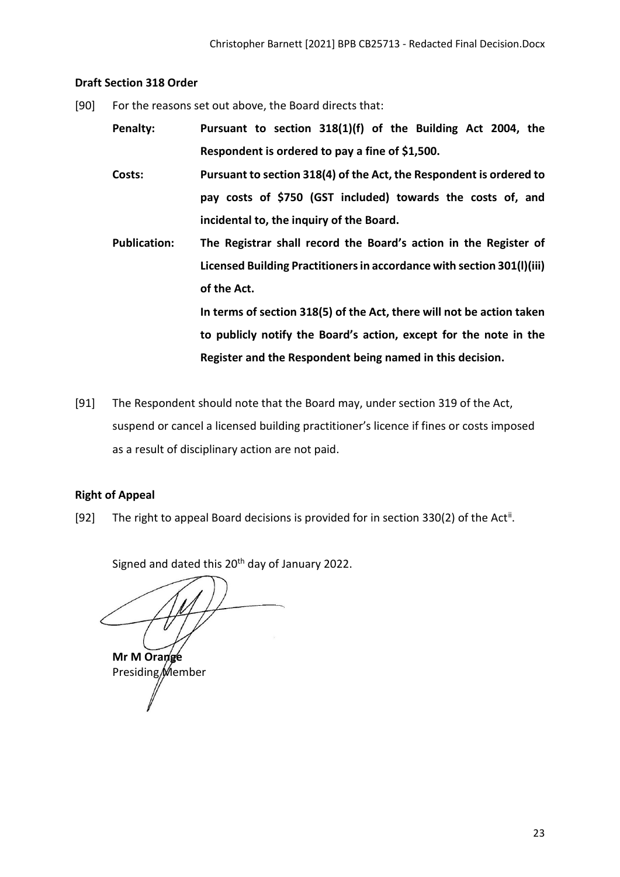**Draft Section 318 Order**

[90] For the reasons set out above, the Board directs that:

**Penalty:** **Pursuant to section 318(1)(f) of the Building Act 2004, the Respondent is ordered to pay a fine of $1,500.**

**Costs:** **Pursuant to section 318(4) of the Act, the Respondent is ordered to pay costs of $750 (GST included) towards the costs of, and incidental to, the inquiry of the Board.**

**Publication:** **The Registrar shall record the Board's action in the Register of Licensed Building Practitioners in accordance with section 301(l)(iii) of the Act.**

**In terms of section 318(5) of the Act, there will not be action taken to publicly notify the Board's action, except for the note in the Register and the Respondent being named in this decision.**

[91] The Respondent should note that the Board may, under section 319 of the Act, suspend or cancel a licensed building practitioner's licence if fines or costs imposed as a result of disciplinary action are not paid.

**Right of Appeal**

[92] The right to appeal Board decisions is provided for in section 330(2) of the Act[ii].

Signed and dated this 20th day of January 2022.

**Mr M Orange**
Presiding Member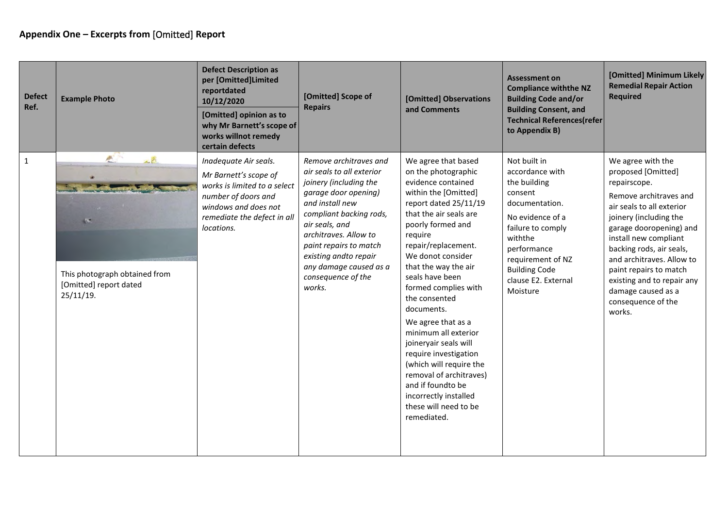## Appendix One – Excerpts from [Omitted] Report

| Defect Ref. | Example Photo | Defect Description as per [Omitted]Limited reportdated 10/12/2020<br><br>[Omitted] opinion as to why Mr Barnett's scope of works willnot remedy certain defects | [Omitted] Scope of Repairs | [Omitted] Observations and Comments | Assessment on Compliance withthe NZ Building Code and/or Building Consent, and Technical References(refer to Appendix B) | [Omitted] Minimum Likely Remedial Repair Action Required |
|---|---|---|---|---|---|---|
| 1 | This photograph obtained from [Omitted] report dated 25/11/19. | *Inadequate Air seals.*<br><br>*Mr Barnett's scope of works is limited to a select number of doors and windows and does not remediate the defect in all locations.* | *Remove architraves and air seals to all exterior joinery (including the garage door opening) and install new compliant backing rods, air seals, and architraves. Allow to paint repairs to match existing andto repair any damage caused as a consequence of the works.* | We agree that based on the photographic evidence contained within the [Omitted] report dated 25/11/19 that the air seals are poorly formed and require repair/replacement. We donot consider that the way the air seals have been formed complies with the consented documents.<br><br>We agree that as a minimum all exterior joineryair seals will require investigation (which will require the removal of architraves) and if foundto be incorrectly installed these will need to be remediated. | Not built in accordance with the building consent documentation.<br><br>No evidence of a failure to comply withthe performance requirement of NZ Building Code clause E2. External Moisture | We agree with the proposed [Omitted] repairscope.<br><br>Remove architraves and air seals to all exterior joinery (including the garage dooropening) and install new compliant backing rods, air seals, and architraves. Allow to paint repairs to match existing and to repair any damage caused as a consequence of the works. |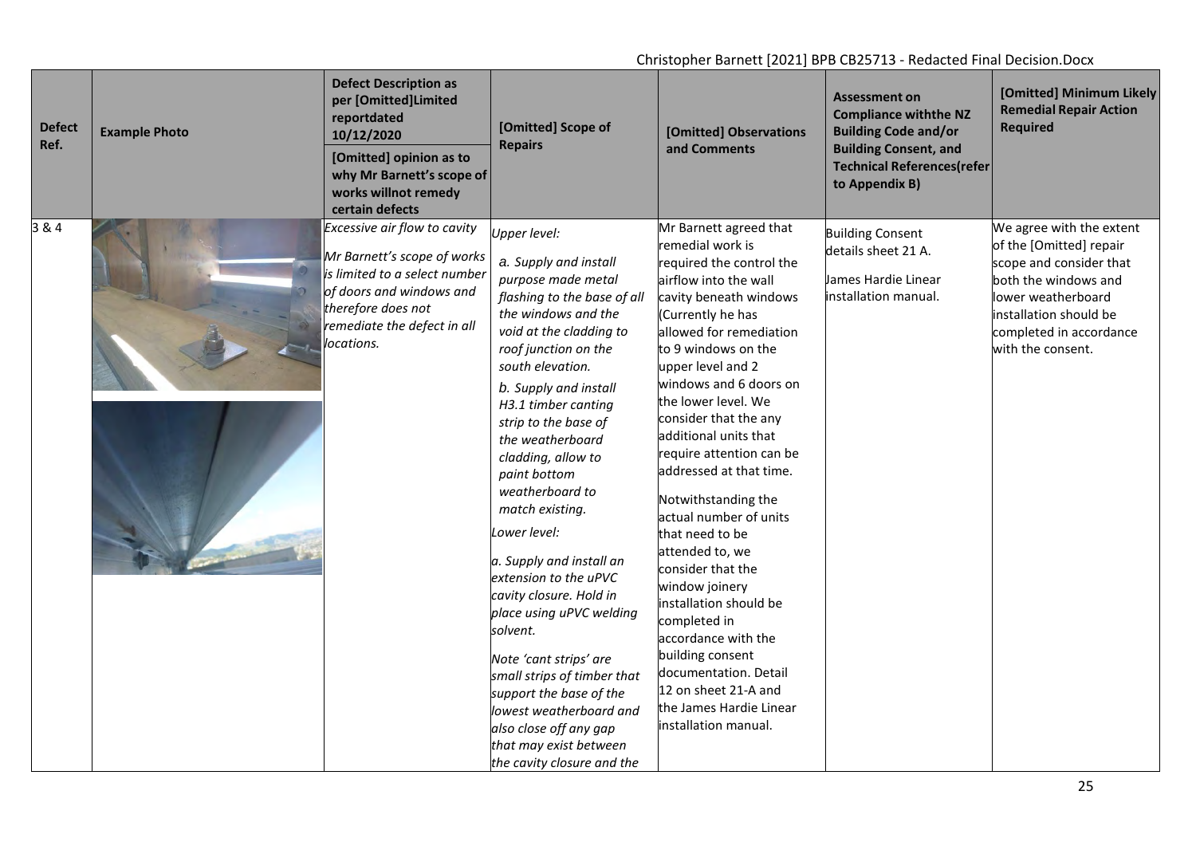| Defect Ref. | Example Photo | Defect Description as per [Omitted]Limited reportdated 10/12/2020<br><br>[Omitted] opinion as to why Mr Barnett's scope of works willnot remedy certain defects | [Omitted] Scope of Repairs | [Omitted] Observations and Comments | Assessment on Compliance withthe NZ Building Code and/or Building Consent, and Technical References(refer to Appendix B) | [Omitted] Minimum Likely Remedial Repair Action Required |
|---|---|---|---|---|---|---|
| 3 & 4 | | *Excessive air flow to cavity*<br><br>*Mr Barnett's scope of works is limited to a select number of doors and windows and therefore does not remediate the defect in all locations.* | *Upper level:*<br><br>*a. Supply and install purpose made metal flashing to the base of all the windows and the void at the cladding to roof junction on the south elevation.*<br><br>*b. Supply and install H3.1 timber canting strip to the base of the weatherboard cladding, allow to paint bottom weatherboard to match existing.*<br><br>*Lower level:*<br><br>*a. Supply and install an extension to the uPVC cavity closure. Hold in place using uPVC welding solvent.*<br><br>*Note 'cant strips' are small strips of timber that support the base of the lowest weatherboard and also close off any gap that may exist between the cavity closure and the* | Mr Barnett agreed that remedial work is required the control the airflow into the wall cavity beneath windows (Currently he has allowed for remediation to 9 windows on the upper level and 2 windows and 6 doors on the lower level. We consider that the any additional units that require attention can be addressed at that time.<br><br>Notwithstanding the actual number of units that need to be attended to, we consider that the window joinery installation should be completed in accordance with the building consent documentation. Detail 12 on sheet 21-A and the James Hardie Linear installation manual. | Building Consent details sheet 21 A.<br><br>James Hardie Linear installation manual. | We agree with the extent of the [Omitted] repair scope and consider that both the windows and lower weatherboard installation should be completed in accordance with the consent. |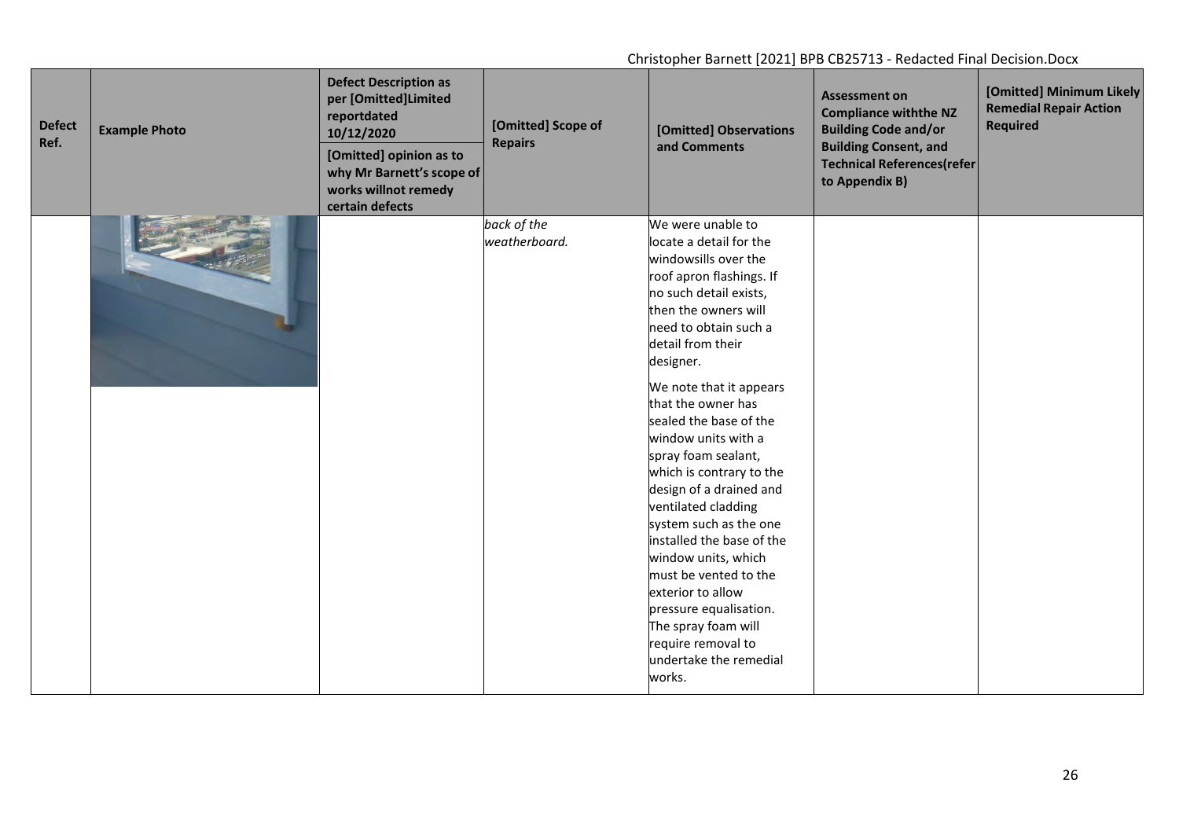| Defect Ref. | Example Photo | Defect Description as per [Omitted]Limited reportdated 10/12/2020<br>[Omitted] opinion as to why Mr Barnett's scope of works willnot remedy certain defects | [Omitted] Scope of Repairs | [Omitted] Observations and Comments | Assessment on Compliance withthe NZ Building Code and/or Building Consent, and Technical References(refer to Appendix B) | [Omitted] Minimum Likely Remedial Repair Action Required |
|---|---|---|---|---|---|---|
| | | | *back of the weatherboard.* | We were unable to locate a detail for the windowsills over the roof apron flashings. If no such detail exists, then the owners will need to obtain such a detail from their designer.<br><br>We note that it appears that the owner has sealed the base of the window units with a spray foam sealant, which is contrary to the design of a drained and ventilated cladding system such as the one installed the base of the window units, which must be vented to the exterior to allow pressure equalisation. The spray foam will require removal to undertake the remedial works. | | |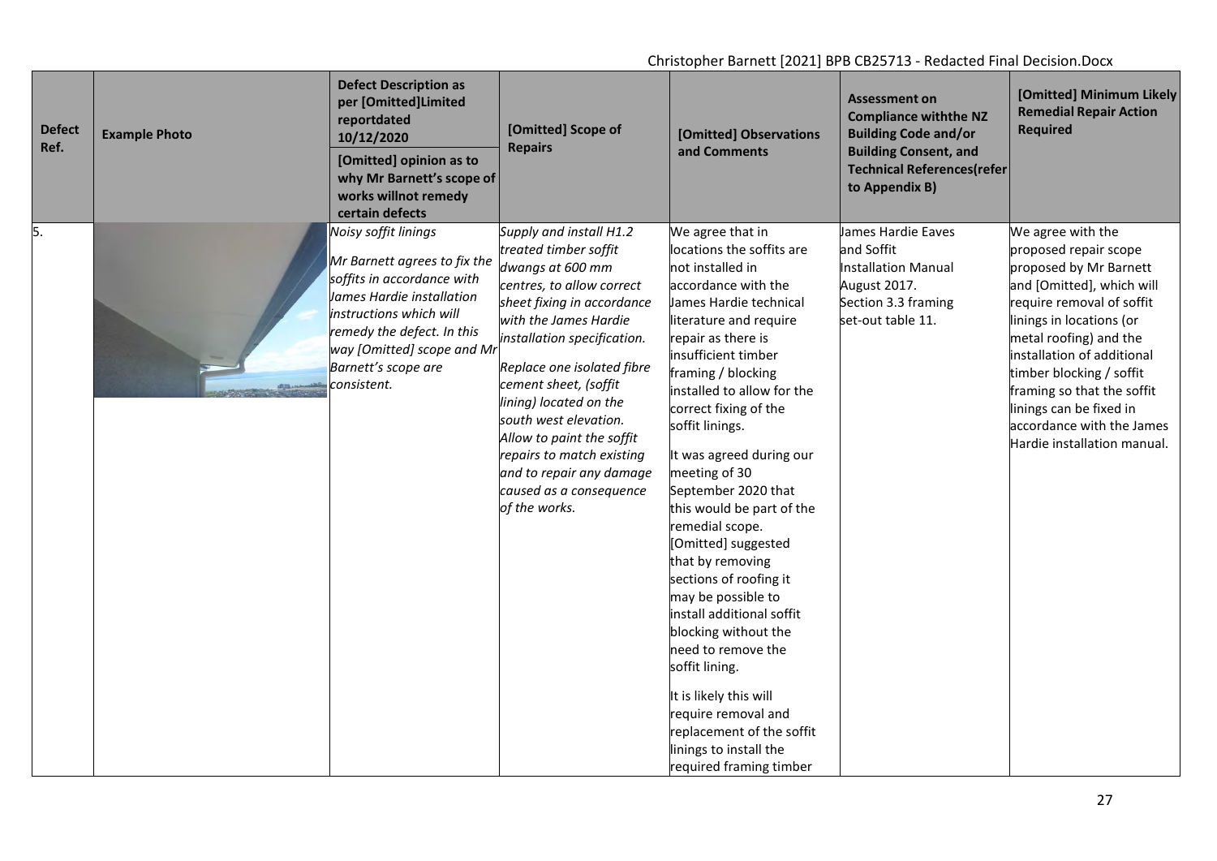| Defect Ref. | Example Photo | Defect Description as per [Omitted]Limited reportdated 10/12/2020<br><br>[Omitted] opinion as to why Mr Barnett's scope of works willnot remedy certain defects | [Omitted] Scope of Repairs | [Omitted] Observations and Comments | Assessment on Compliance withthe NZ Building Code and/or Building Consent, and Technical References(refer to Appendix B) | [Omitted] Minimum Likely Remedial Repair Action Required |
|---|---|---|---|---|---|---|
| 5. | | *Noisy soffit linings*<br><br>*Mr Barnett agrees to fix the soffits in accordance with James Hardie installation instructions which will remedy the defect. In this way [Omitted] scope and Mr Barnett's scope are consistent.* | *Supply and install H1.2 treated timber soffit dwangs at 600 mm centres, to allow correct sheet fixing in accordance with the James Hardie installation specification.*<br><br>*Replace one isolated fibre cement sheet, (soffit lining) located on the south west elevation. Allow to paint the soffit repairs to match existing and to repair any damage caused as a consequence of the works.* | We agree that in locations the soffits are not installed in accordance with the James Hardie technical literature and require repair as there is insufficient timber framing / blocking installed to allow for the correct fixing of the soffit linings.<br><br>It was agreed during our meeting of 30 September 2020 that this would be part of the remedial scope. [Omitted] suggested that by removing sections of roofing it may be possible to install additional soffit blocking without the need to remove the soffit lining.<br><br>It is likely this will require removal and replacement of the soffit linings to install the required framing timber | James Hardie Eaves and Soffit Installation Manual August 2017. Section 3.3 framing set-out table 11. | We agree with the proposed repair scope proposed by Mr Barnett and [Omitted], which will require removal of soffit linings in locations (or metal roofing) and the installation of additional timber blocking / soffit framing so that the soffit linings can be fixed in accordance with the James Hardie installation manual. |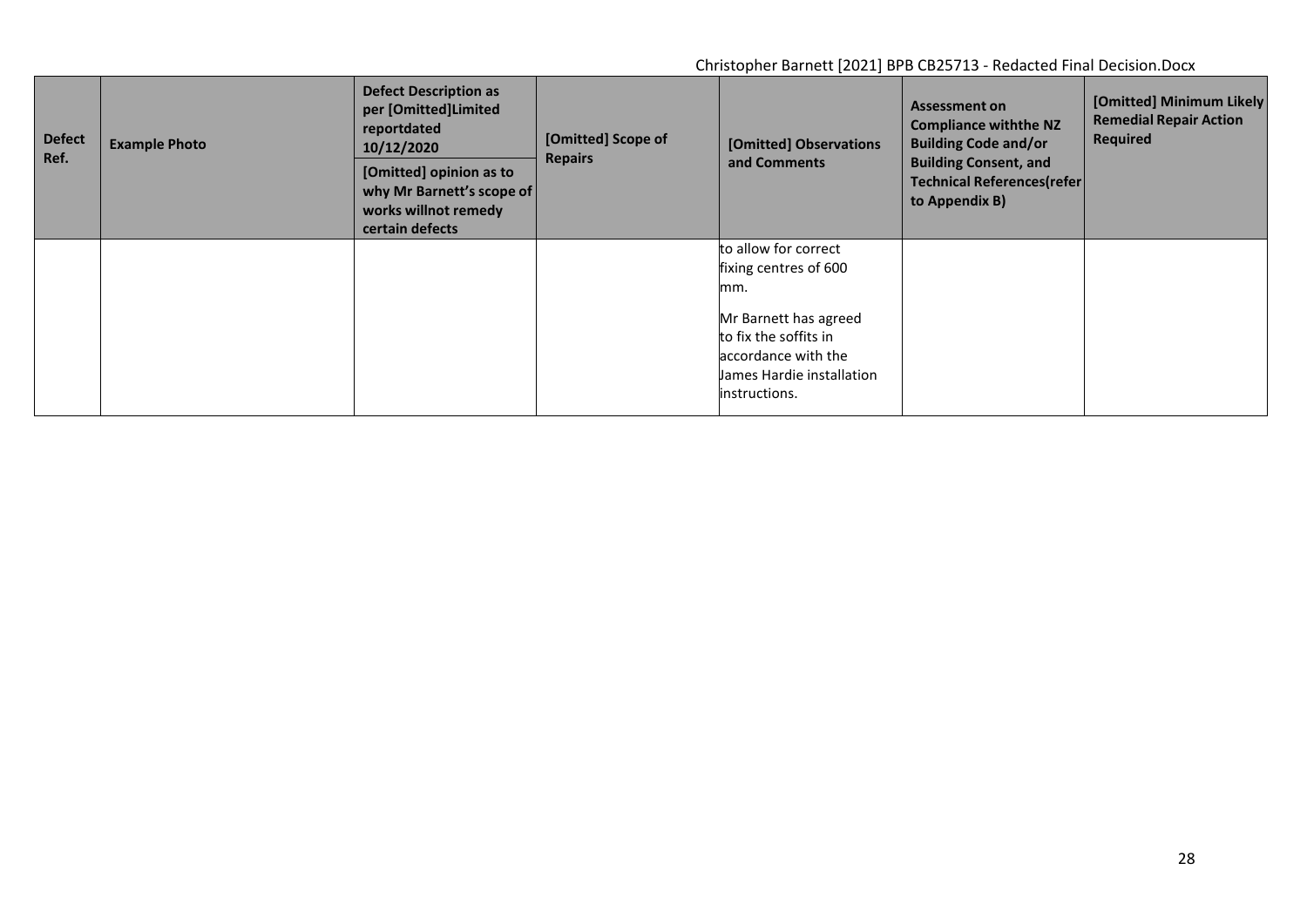| Defect Ref. | Example Photo | Defect Description as per [Omitted]Limited reportdated 10/12/2020 [Omitted] opinion as to why Mr Barnett's scope of works willnot remedy certain defects | [Omitted] Scope of Repairs | [Omitted] Observations and Comments | Assessment on Compliance withthe NZ Building Code and/or Building Consent, and Technical References(refer to Appendix B) | [Omitted] Minimum Likely Remedial Repair Action Required |
|---|---|---|---|---|---|---|
| | | | | to allow for correct fixing centres of 600 mm.<br><br>Mr Barnett has agreed to fix the soffits in accordance with the James Hardie installation instructions. | | |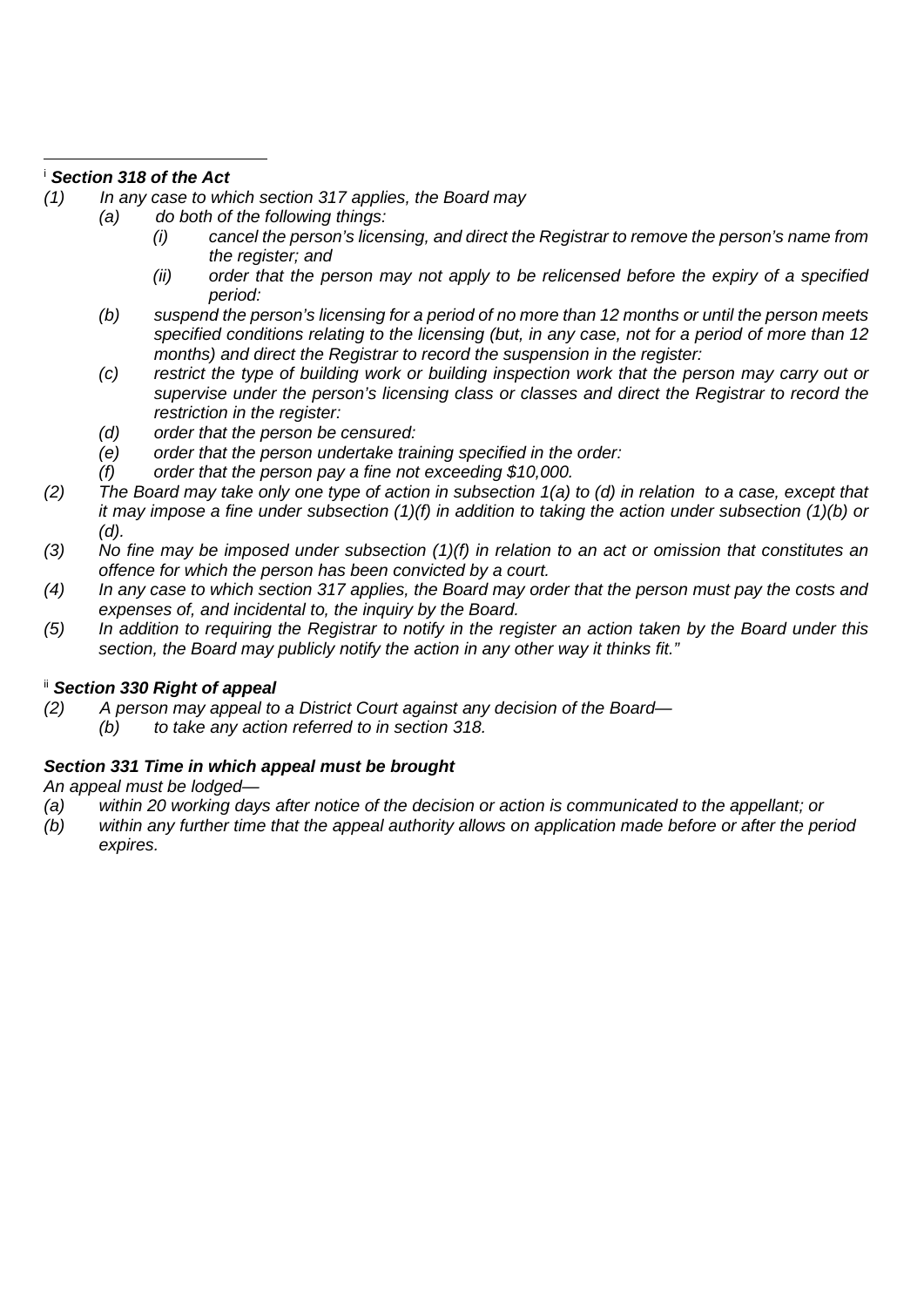[i] ***Section 318 of the Act***

*(1) In any case to which section 317 applies, the Board may*

*(a) do both of the following things:*

*(i) cancel the person's licensing, and direct the Registrar to remove the person's name from the register; and*

*(ii) order that the person may not apply to be relicensed before the expiry of a specified period:*

*(b) suspend the person's licensing for a period of no more than 12 months or until the person meets specified conditions relating to the licensing (but, in any case, not for a period of more than 12 months) and direct the Registrar to record the suspension in the register:*

*(c) restrict the type of building work or building inspection work that the person may carry out or supervise under the person's licensing class or classes and direct the Registrar to record the restriction in the register:*

*(d) order that the person be censured:*

*(e) order that the person undertake training specified in the order:*

*(f) order that the person pay a fine not exceeding $10,000.*

*(2) The Board may take only one type of action in subsection 1(a) to (d) in relation to a case, except that it may impose a fine under subsection (1)(f) in addition to taking the action under subsection (1)(b) or (d).*

*(3) No fine may be imposed under subsection (1)(f) in relation to an act or omission that constitutes an offence for which the person has been convicted by a court.*

*(4) In any case to which section 317 applies, the Board may order that the person must pay the costs and expenses of, and incidental to, the inquiry by the Board.*

*(5) In addition to requiring the Registrar to notify in the register an action taken by the Board under this section, the Board may publicly notify the action in any other way it thinks fit."*

[ii] ***Section 330 Right of appeal***

*(2) A person may appeal to a District Court against any decision of the Board—*

*(b) to take any action referred to in section 318.*

***Section 331 Time in which appeal must be brought***

*An appeal must be lodged—*

*(a) within 20 working days after notice of the decision or action is communicated to the appellant; or*

*(b) within any further time that the appeal authority allows on application made before or after the period expires.*